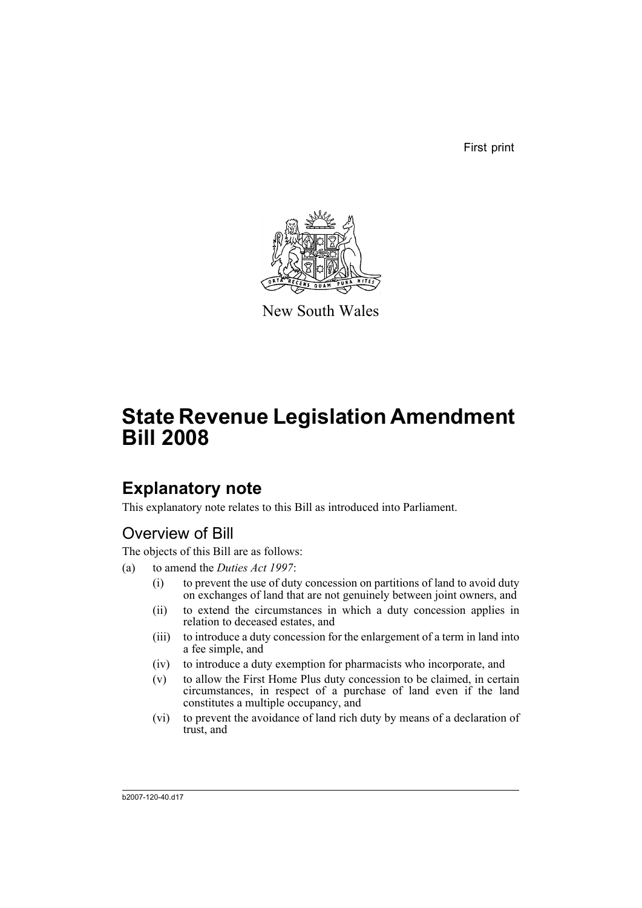First print

New South Wales

# State Revenue Legislation Amendment Bill 2008

## Explanatory note

This explanatory note relates to this Bill as introduced into Parliament.

### Overview of Bill

The objects of this Bill are as follows:

(a) to amend the *Duties Act 1997*:

- (i) to prevent the use of duty concession on partitions of land to avoid duty on exchanges of land that are not genuinely between joint owners, and
- (ii) to extend the circumstances in which a duty concession applies in relation to deceased estates, and
- (iii) to introduce a duty concession for the enlargement of a term in land into a fee simple, and
- (iv) to introduce a duty exemption for pharmacists who incorporate, and
- (v) to allow the First Home Plus duty concession to be claimed, in certain circumstances, in respect of a purchase of land even if the land constitutes a multiple occupancy, and
- (vi) to prevent the avoidance of land rich duty by means of a declaration of trust, and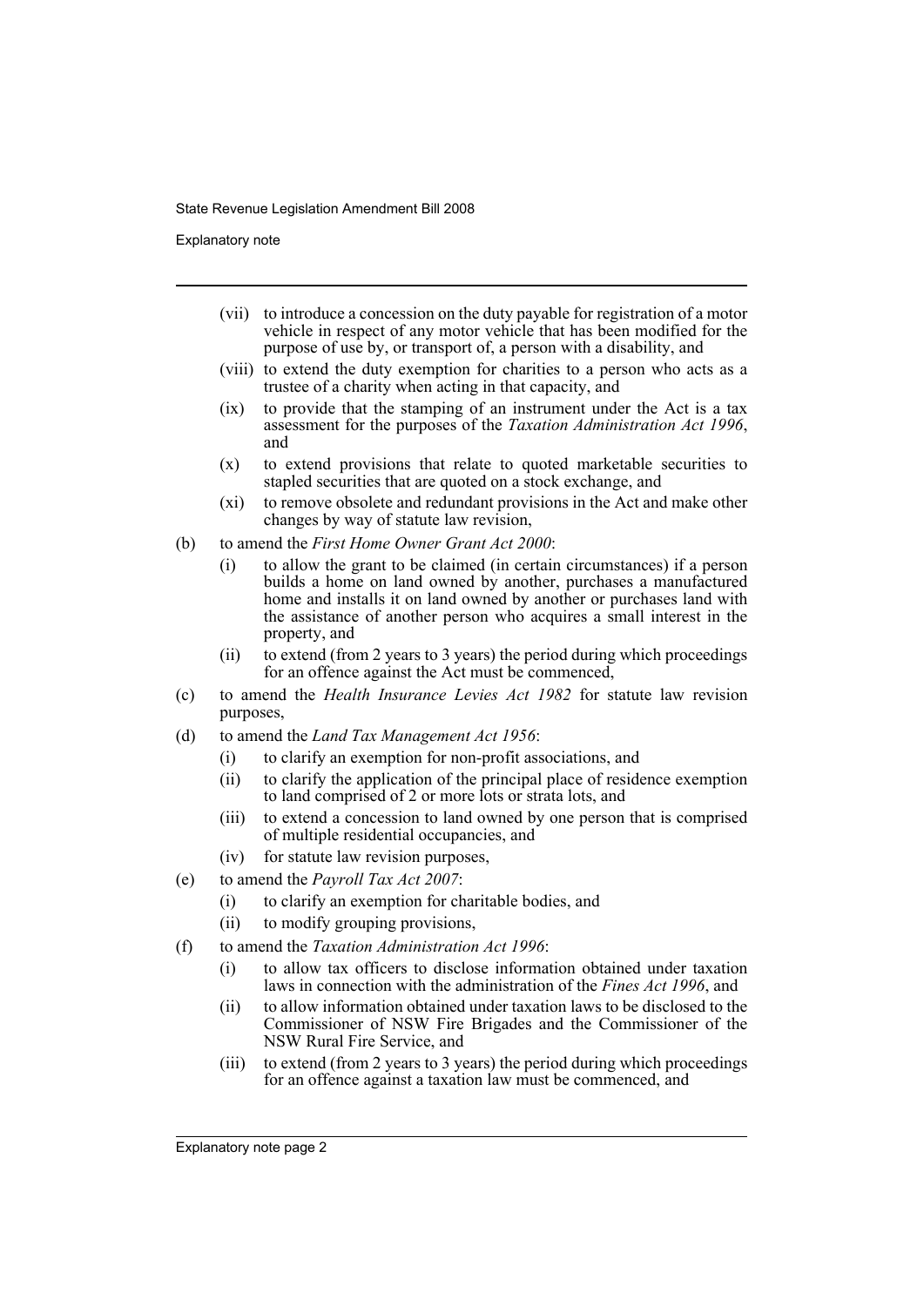- (vii) to introduce a concession on the duty payable for registration of a motor vehicle in respect of any motor vehicle that has been modified for the purpose of use by, or transport of, a person with a disability, and
- (viii) to extend the duty exemption for charities to a person who acts as a trustee of a charity when acting in that capacity, and
- (ix) to provide that the stamping of an instrument under the Act is a tax assessment for the purposes of the *Taxation Administration Act 1996*, and
- (x) to extend provisions that relate to quoted marketable securities to stapled securities that are quoted on a stock exchange, and
- (xi) to remove obsolete and redundant provisions in the Act and make other changes by way of statute law revision,

(b) to amend the *First Home Owner Grant Act 2000*:

- (i) to allow the grant to be claimed (in certain circumstances) if a person builds a home on land owned by another, purchases a manufactured home and installs it on land owned by another or purchases land with the assistance of another person who acquires a small interest in the property, and
- (ii) to extend (from 2 years to 3 years) the period during which proceedings for an offence against the Act must be commenced,

(c) to amend the *Health Insurance Levies Act 1982* for statute law revision purposes,

(d) to amend the *Land Tax Management Act 1956*:

- (i) to clarify an exemption for non-profit associations, and
- (ii) to clarify the application of the principal place of residence exemption to land comprised of 2 or more lots or strata lots, and
- (iii) to extend a concession to land owned by one person that is comprised of multiple residential occupancies, and
- (iv) for statute law revision purposes,

(e) to amend the *Payroll Tax Act 2007*:

- (i) to clarify an exemption for charitable bodies, and
- (ii) to modify grouping provisions,

(f) to amend the *Taxation Administration Act 1996*:

- (i) to allow tax officers to disclose information obtained under taxation laws in connection with the administration of the *Fines Act 1996*, and
- (ii) to allow information obtained under taxation laws to be disclosed to the Commissioner of NSW Fire Brigades and the Commissioner of the NSW Rural Fire Service, and
- (iii) to extend (from 2 years to 3 years) the period during which proceedings for an offence against a taxation law must be commenced, and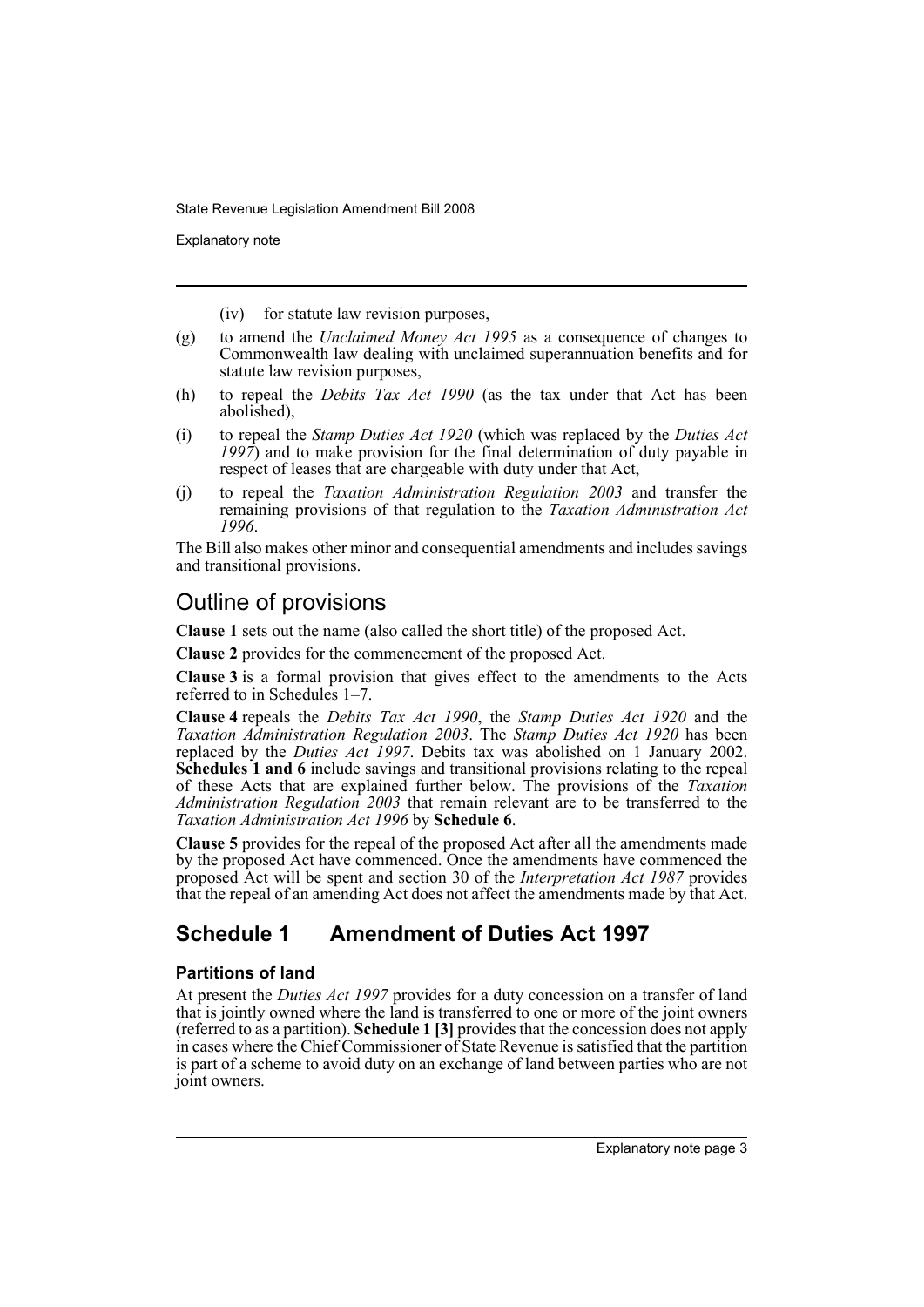(iv) for statute law revision purposes,

(g) to amend the *Unclaimed Money Act 1995* as a consequence of changes to Commonwealth law dealing with unclaimed superannuation benefits and for statute law revision purposes,

(h) to repeal the *Debits Tax Act 1990* (as the tax under that Act has been abolished),

(i) to repeal the *Stamp Duties Act 1920* (which was replaced by the *Duties Act 1997*) and to make provision for the final determination of duty payable in respect of leases that are chargeable with duty under that Act,

(j) to repeal the *Taxation Administration Regulation 2003* and transfer the remaining provisions of that regulation to the *Taxation Administration Act 1996*.

The Bill also makes other minor and consequential amendments and includes savings and transitional provisions.

## Outline of provisions

**Clause 1** sets out the name (also called the short title) of the proposed Act.

**Clause 2** provides for the commencement of the proposed Act.

**Clause 3** is a formal provision that gives effect to the amendments to the Acts referred to in Schedules 1–7.

**Clause 4** repeals the *Debits Tax Act 1990*, the *Stamp Duties Act 1920* and the *Taxation Administration Regulation 2003*. The *Stamp Duties Act 1920* has been replaced by the *Duties Act 1997*. Debits tax was abolished on 1 January 2002. **Schedules 1 and 6** include savings and transitional provisions relating to the repeal of these Acts that are explained further below. The provisions of the *Taxation Administration Regulation 2003* that remain relevant are to be transferred to the *Taxation Administration Act 1996* by **Schedule 6**.

**Clause 5** provides for the repeal of the proposed Act after all the amendments made by the proposed Act have commenced. Once the amendments have commenced the proposed Act will be spent and section 30 of the *Interpretation Act 1987* provides that the repeal of an amending Act does not affect the amendments made by that Act.

## Schedule 1 Amendment of Duties Act 1997

### Partitions of land

At present the *Duties Act 1997* provides for a duty concession on a transfer of land that is jointly owned where the land is transferred to one or more of the joint owners (referred to as a partition). **Schedule 1 [3]** provides that the concession does not apply in cases where the Chief Commissioner of State Revenue is satisfied that the partition is part of a scheme to avoid duty on an exchange of land between parties who are not joint owners.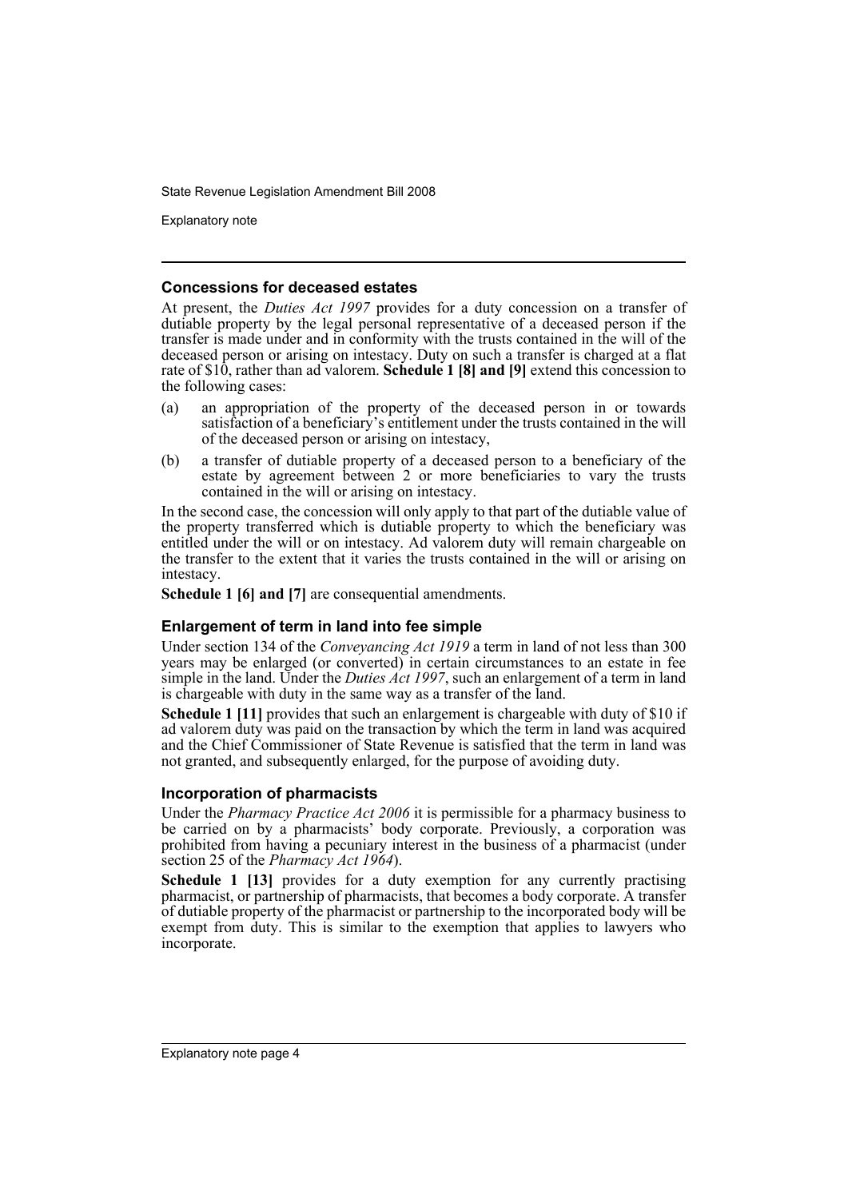### Concessions for deceased estates

At present, the *Duties Act 1997* provides for a duty concession on a transfer of dutiable property by the legal personal representative of a deceased person if the transfer is made under and in conformity with the trusts contained in the will of the deceased person or arising on intestacy. Duty on such a transfer is charged at a flat rate of $10, rather than ad valorem. **Schedule 1 [8] and [9]** extend this concession to the following cases:

(a) an appropriation of the property of the deceased person in or towards satisfaction of a beneficiary's entitlement under the trusts contained in the will of the deceased person or arising on intestacy,

(b) a transfer of dutiable property of a deceased person to a beneficiary of the estate by agreement between 2 or more beneficiaries to vary the trusts contained in the will or arising on intestacy.

In the second case, the concession will only apply to that part of the dutiable value of the property transferred which is dutiable property to which the beneficiary was entitled under the will or on intestacy. Ad valorem duty will remain chargeable on the transfer to the extent that it varies the trusts contained in the will or arising on intestacy.

**Schedule 1 [6] and [7]** are consequential amendments.

### Enlargement of term in land into fee simple

Under section 134 of the *Conveyancing Act 1919* a term in land of not less than 300 years may be enlarged (or converted) in certain circumstances to an estate in fee simple in the land. Under the *Duties Act 1997*, such an enlargement of a term in land is chargeable with duty in the same way as a transfer of the land.

**Schedule 1 [11]** provides that such an enlargement is chargeable with duty of $10 if ad valorem duty was paid on the transaction by which the term in land was acquired and the Chief Commissioner of State Revenue is satisfied that the term in land was not granted, and subsequently enlarged, for the purpose of avoiding duty.

### Incorporation of pharmacists

Under the *Pharmacy Practice Act 2006* it is permissible for a pharmacy business to be carried on by a pharmacists' body corporate. Previously, a corporation was prohibited from having a pecuniary interest in the business of a pharmacist (under section 25 of the *Pharmacy Act 1964*).

**Schedule 1 [13]** provides for a duty exemption for any currently practising pharmacist, or partnership of pharmacists, that becomes a body corporate. A transfer of dutiable property of the pharmacist or partnership to the incorporated body will be exempt from duty. This is similar to the exemption that applies to lawyers who incorporate.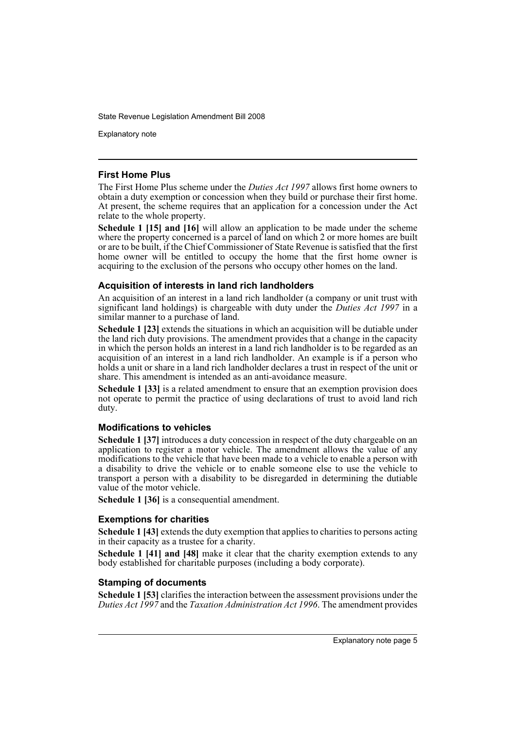### First Home Plus

The First Home Plus scheme under the *Duties Act 1997* allows first home owners to obtain a duty exemption or concession when they build or purchase their first home. At present, the scheme requires that an application for a concession under the Act relate to the whole property.

**Schedule 1 [15] and [16]** will allow an application to be made under the scheme where the property concerned is a parcel of land on which 2 or more homes are built or are to be built, if the Chief Commissioner of State Revenue is satisfied that the first home owner will be entitled to occupy the home that the first home owner is acquiring to the exclusion of the persons who occupy other homes on the land.

### Acquisition of interests in land rich landholders

An acquisition of an interest in a land rich landholder (a company or unit trust with significant land holdings) is chargeable with duty under the *Duties Act 1997* in a similar manner to a purchase of land.

**Schedule 1 [23]** extends the situations in which an acquisition will be dutiable under the land rich duty provisions. The amendment provides that a change in the capacity in which the person holds an interest in a land rich landholder is to be regarded as an acquisition of an interest in a land rich landholder. An example is if a person who holds a unit or share in a land rich landholder declares a trust in respect of the unit or share. This amendment is intended as an anti-avoidance measure.

**Schedule 1 [33]** is a related amendment to ensure that an exemption provision does not operate to permit the practice of using declarations of trust to avoid land rich duty.

### Modifications to vehicles

**Schedule 1 [37]** introduces a duty concession in respect of the duty chargeable on an application to register a motor vehicle. The amendment allows the value of any modifications to the vehicle that have been made to a vehicle to enable a person with a disability to drive the vehicle or to enable someone else to use the vehicle to transport a person with a disability to be disregarded in determining the dutiable value of the motor vehicle.

**Schedule 1 [36]** is a consequential amendment.

### Exemptions for charities

**Schedule 1 [43]** extends the duty exemption that applies to charities to persons acting in their capacity as a trustee for a charity.

**Schedule 1 [41] and [48]** make it clear that the charity exemption extends to any body established for charitable purposes (including a body corporate).

### Stamping of documents

**Schedule 1 [53]** clarifies the interaction between the assessment provisions under the *Duties Act 1997* and the *Taxation Administration Act 1996*. The amendment provides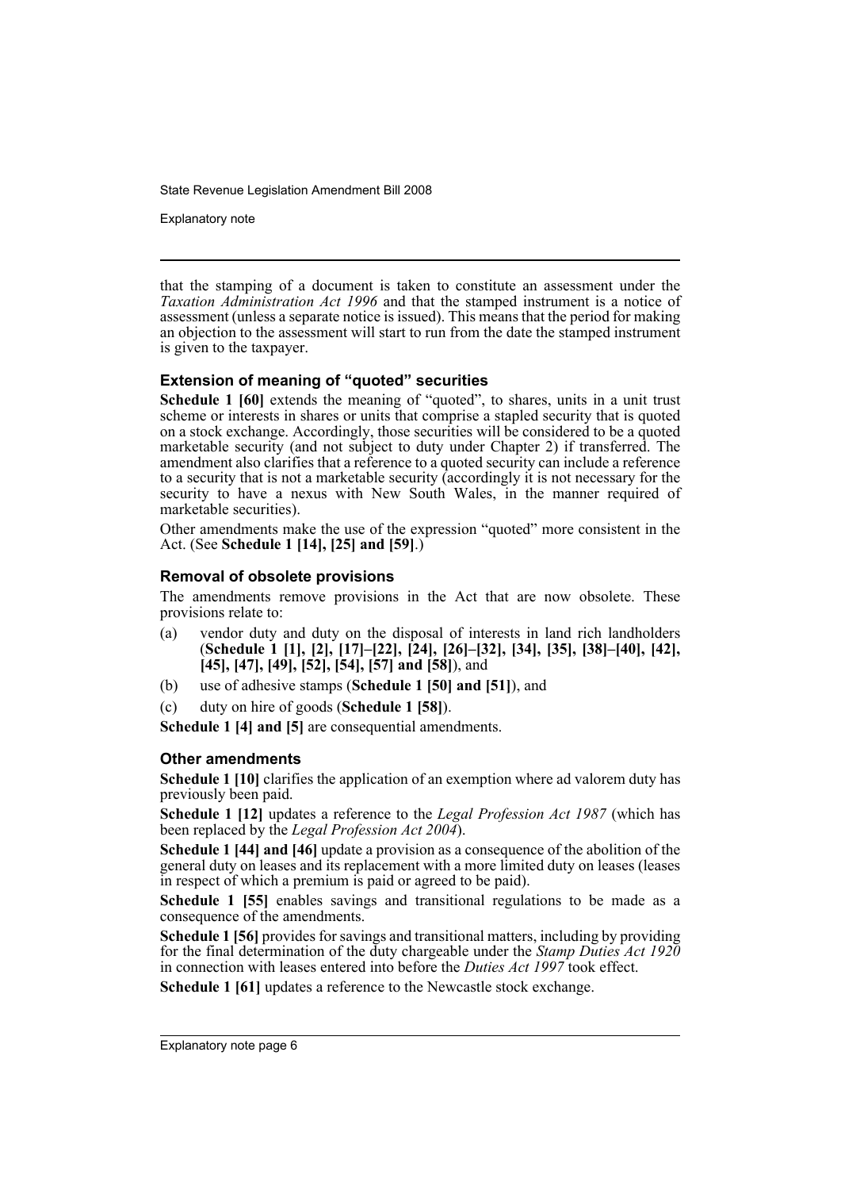that the stamping of a document is taken to constitute an assessment under the *Taxation Administration Act 1996* and that the stamped instrument is a notice of assessment (unless a separate notice is issued). This means that the period for making an objection to the assessment will start to run from the date the stamped instrument is given to the taxpayer.

### Extension of meaning of "quoted" securities

**Schedule 1 [60]** extends the meaning of "quoted", to shares, units in a unit trust scheme or interests in shares or units that comprise a stapled security that is quoted on a stock exchange. Accordingly, those securities will be considered to be a quoted marketable security (and not subject to duty under Chapter 2) if transferred. The amendment also clarifies that a reference to a quoted security can include a reference to a security that is not a marketable security (accordingly it is not necessary for the security to have a nexus with New South Wales, in the manner required of marketable securities).

Other amendments make the use of the expression "quoted" more consistent in the Act. (See **Schedule 1 [14], [25] and [59]**.)

### Removal of obsolete provisions

The amendments remove provisions in the Act that are now obsolete. These provisions relate to:

(a) vendor duty and duty on the disposal of interests in land rich landholders (**Schedule 1 [1], [2], [17]–[22], [24], [26]–[32], [34], [35], [38]–[40], [42], [45], [47], [49], [52], [54], [57] and [58]**), and

(b) use of adhesive stamps (**Schedule 1 [50] and [51]**), and

(c) duty on hire of goods (**Schedule 1 [58]**).

**Schedule 1 [4] and [5]** are consequential amendments.

### Other amendments

**Schedule 1 [10]** clarifies the application of an exemption where ad valorem duty has previously been paid.

**Schedule 1 [12]** updates a reference to the *Legal Profession Act 1987* (which has been replaced by the *Legal Profession Act 2004*).

**Schedule 1 [44] and [46]** update a provision as a consequence of the abolition of the general duty on leases and its replacement with a more limited duty on leases (leases in respect of which a premium is paid or agreed to be paid).

**Schedule 1 [55]** enables savings and transitional regulations to be made as a consequence of the amendments.

**Schedule 1 [56]** provides for savings and transitional matters, including by providing for the final determination of the duty chargeable under the *Stamp Duties Act 1920* in connection with leases entered into before the *Duties Act 1997* took effect.

**Schedule 1 [61]** updates a reference to the Newcastle stock exchange.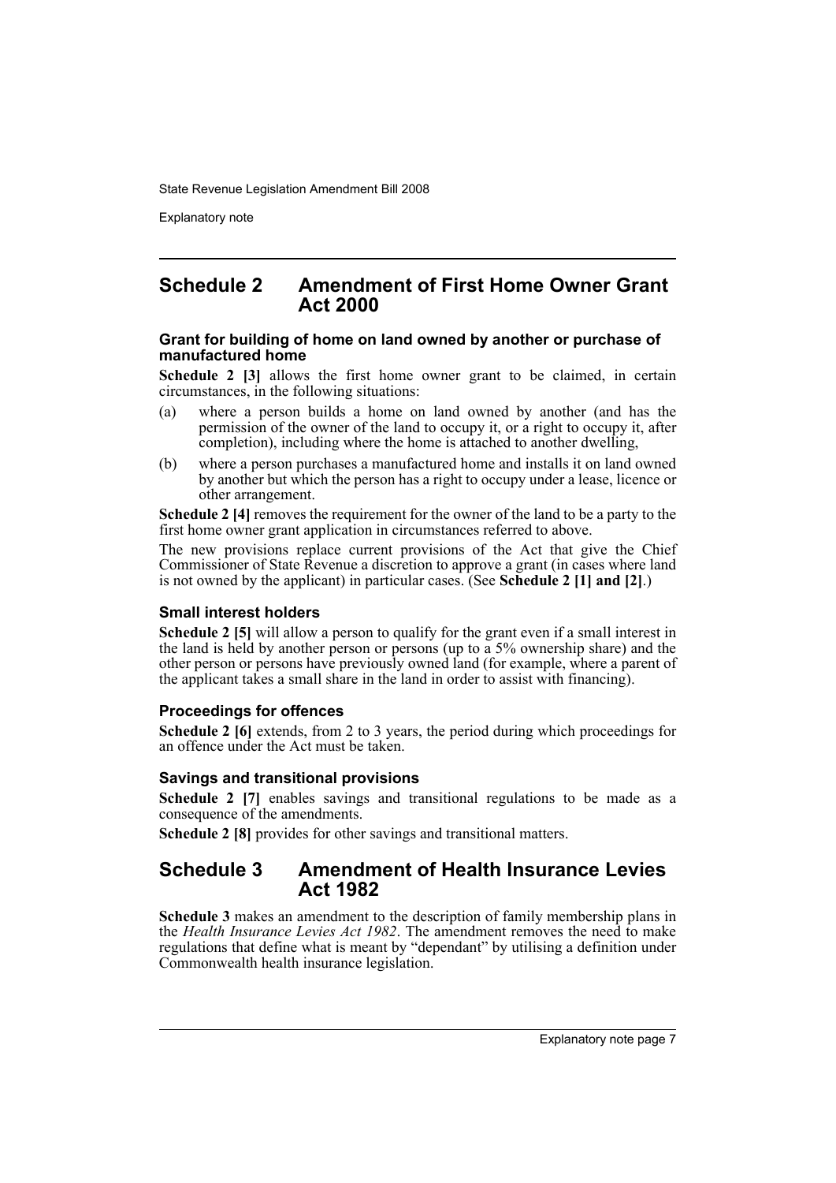## Schedule 2 Amendment of First Home Owner Grant Act 2000

### Grant for building of home on land owned by another or purchase of manufactured home

**Schedule 2 [3]** allows the first home owner grant to be claimed, in certain circumstances, in the following situations:

(a) where a person builds a home on land owned by another (and has the permission of the owner of the land to occupy it, or a right to occupy it, after completion), including where the home is attached to another dwelling,

(b) where a person purchases a manufactured home and installs it on land owned by another but which the person has a right to occupy under a lease, licence or other arrangement.

**Schedule 2 [4]** removes the requirement for the owner of the land to be a party to the first home owner grant application in circumstances referred to above.

The new provisions replace current provisions of the Act that give the Chief Commissioner of State Revenue a discretion to approve a grant (in cases where land is not owned by the applicant) in particular cases. (See **Schedule 2 [1] and [2]**.)

### Small interest holders

**Schedule 2 [5]** will allow a person to qualify for the grant even if a small interest in the land is held by another person or persons (up to a 5% ownership share) and the other person or persons have previously owned land (for example, where a parent of the applicant takes a small share in the land in order to assist with financing).

### Proceedings for offences

**Schedule 2 [6]** extends, from 2 to 3 years, the period during which proceedings for an offence under the Act must be taken.

### Savings and transitional provisions

**Schedule 2 [7]** enables savings and transitional regulations to be made as a consequence of the amendments.

**Schedule 2 [8]** provides for other savings and transitional matters.

## Schedule 3 Amendment of Health Insurance Levies Act 1982

**Schedule 3** makes an amendment to the description of family membership plans in the *Health Insurance Levies Act 1982*. The amendment removes the need to make regulations that define what is meant by "dependant" by utilising a definition under Commonwealth health insurance legislation.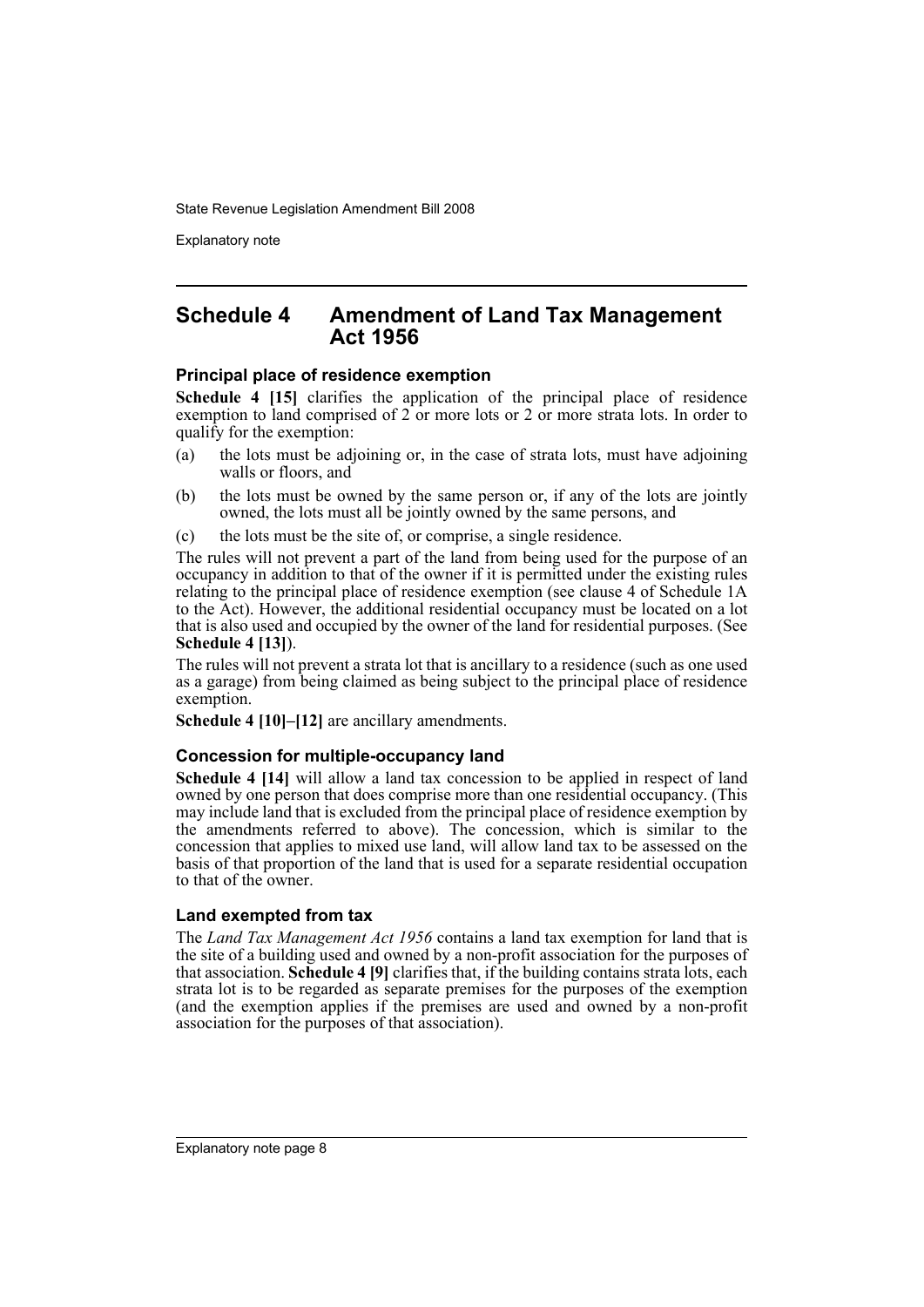## Schedule 4 Amendment of Land Tax Management Act 1956

### Principal place of residence exemption

**Schedule 4 [15]** clarifies the application of the principal place of residence exemption to land comprised of 2 or more lots or 2 or more strata lots. In order to qualify for the exemption:

(a) the lots must be adjoining or, in the case of strata lots, must have adjoining walls or floors, and

(b) the lots must be owned by the same person or, if any of the lots are jointly owned, the lots must all be jointly owned by the same persons, and

(c) the lots must be the site of, or comprise, a single residence.

The rules will not prevent a part of the land from being used for the purpose of an occupancy in addition to that of the owner if it is permitted under the existing rules relating to the principal place of residence exemption (see clause 4 of Schedule 1A to the Act). However, the additional residential occupancy must be located on a lot that is also used and occupied by the owner of the land for residential purposes. (See **Schedule 4 [13]**).

The rules will not prevent a strata lot that is ancillary to a residence (such as one used as a garage) from being claimed as being subject to the principal place of residence exemption.

**Schedule 4 [10]–[12]** are ancillary amendments.

### Concession for multiple-occupancy land

**Schedule 4 [14]** will allow a land tax concession to be applied in respect of land owned by one person that does comprise more than one residential occupancy. (This may include land that is excluded from the principal place of residence exemption by the amendments referred to above). The concession, which is similar to the concession that applies to mixed use land, will allow land tax to be assessed on the basis of that proportion of the land that is used for a separate residential occupation to that of the owner.

### Land exempted from tax

The *Land Tax Management Act 1956* contains a land tax exemption for land that is the site of a building used and owned by a non-profit association for the purposes of that association. **Schedule 4 [9]** clarifies that, if the building contains strata lots, each strata lot is to be regarded as separate premises for the purposes of the exemption (and the exemption applies if the premises are used and owned by a non-profit association for the purposes of that association).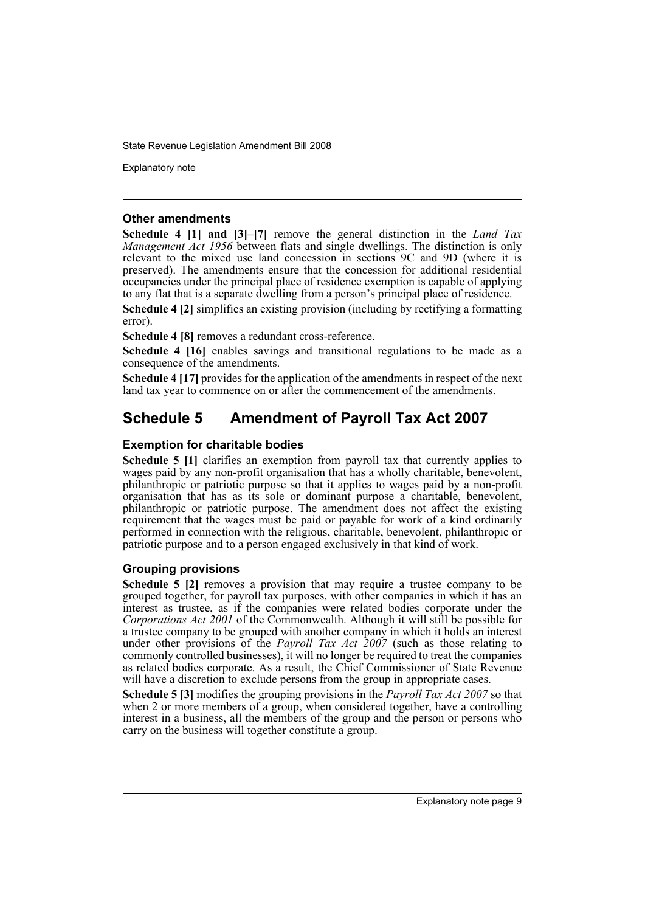### Other amendments

**Schedule 4 [1] and [3]–[7]** remove the general distinction in the *Land Tax Management Act 1956* between flats and single dwellings. The distinction is only relevant to the mixed use land concession in sections 9C and 9D (where it is preserved). The amendments ensure that the concession for additional residential occupancies under the principal place of residence exemption is capable of applying to any flat that is a separate dwelling from a person's principal place of residence.

**Schedule 4 [2]** simplifies an existing provision (including by rectifying a formatting error).

**Schedule 4 [8]** removes a redundant cross-reference.

**Schedule 4 [16]** enables savings and transitional regulations to be made as a consequence of the amendments.

**Schedule 4 [17]** provides for the application of the amendments in respect of the next land tax year to commence on or after the commencement of the amendments.

## Schedule 5 Amendment of Payroll Tax Act 2007

### Exemption for charitable bodies

**Schedule 5 [1]** clarifies an exemption from payroll tax that currently applies to wages paid by any non-profit organisation that has a wholly charitable, benevolent, philanthropic or patriotic purpose so that it applies to wages paid by a non-profit organisation that has as its sole or dominant purpose a charitable, benevolent, philanthropic or patriotic purpose. The amendment does not affect the existing requirement that the wages must be paid or payable for work of a kind ordinarily performed in connection with the religious, charitable, benevolent, philanthropic or patriotic purpose and to a person engaged exclusively in that kind of work.

### Grouping provisions

**Schedule 5 [2]** removes a provision that may require a trustee company to be grouped together, for payroll tax purposes, with other companies in which it has an interest as trustee, as if the companies were related bodies corporate under the *Corporations Act 2001* of the Commonwealth. Although it will still be possible for a trustee company to be grouped with another company in which it holds an interest under other provisions of the *Payroll Tax Act 2007* (such as those relating to commonly controlled businesses), it will no longer be required to treat the companies as related bodies corporate. As a result, the Chief Commissioner of State Revenue will have a discretion to exclude persons from the group in appropriate cases.

**Schedule 5 [3]** modifies the grouping provisions in the *Payroll Tax Act 2007* so that when 2 or more members of a group, when considered together, have a controlling interest in a business, all the members of the group and the person or persons who carry on the business will together constitute a group.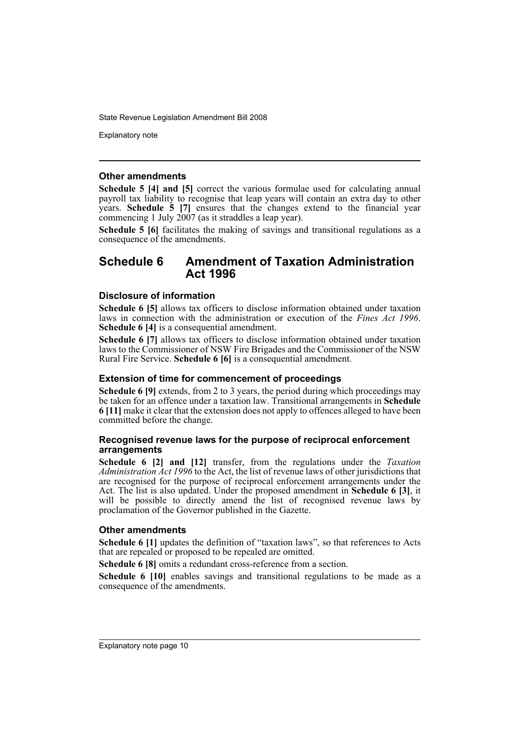### Other amendments

**Schedule 5 [4] and [5]** correct the various formulae used for calculating annual payroll tax liability to recognise that leap years will contain an extra day to other years. **Schedule 5 [7]** ensures that the changes extend to the financial year commencing 1 July 2007 (as it straddles a leap year).

**Schedule 5 [6]** facilitates the making of savings and transitional regulations as a consequence of the amendments.

## Schedule 6 Amendment of Taxation Administration Act 1996

### Disclosure of information

**Schedule 6 [5]** allows tax officers to disclose information obtained under taxation laws in connection with the administration or execution of the *Fines Act 1996*. **Schedule 6 [4]** is a consequential amendment.

**Schedule 6 [7]** allows tax officers to disclose information obtained under taxation laws to the Commissioner of NSW Fire Brigades and the Commissioner of the NSW Rural Fire Service. **Schedule 6 [6]** is a consequential amendment.

### Extension of time for commencement of proceedings

**Schedule 6 [9]** extends, from 2 to 3 years, the period during which proceedings may be taken for an offence under a taxation law. Transitional arrangements in **Schedule 6 [11]** make it clear that the extension does not apply to offences alleged to have been committed before the change.

### Recognised revenue laws for the purpose of reciprocal enforcement arrangements

**Schedule 6 [2] and [12]** transfer, from the regulations under the *Taxation Administration Act 1996* to the Act, the list of revenue laws of other jurisdictions that are recognised for the purpose of reciprocal enforcement arrangements under the Act. The list is also updated. Under the proposed amendment in **Schedule 6 [3]**, it will be possible to directly amend the list of recognised revenue laws by proclamation of the Governor published in the Gazette.

### Other amendments

**Schedule 6 [1]** updates the definition of "taxation laws", so that references to Acts that are repealed or proposed to be repealed are omitted.

**Schedule 6 [8]** omits a redundant cross-reference from a section.

**Schedule 6 [10]** enables savings and transitional regulations to be made as a consequence of the amendments.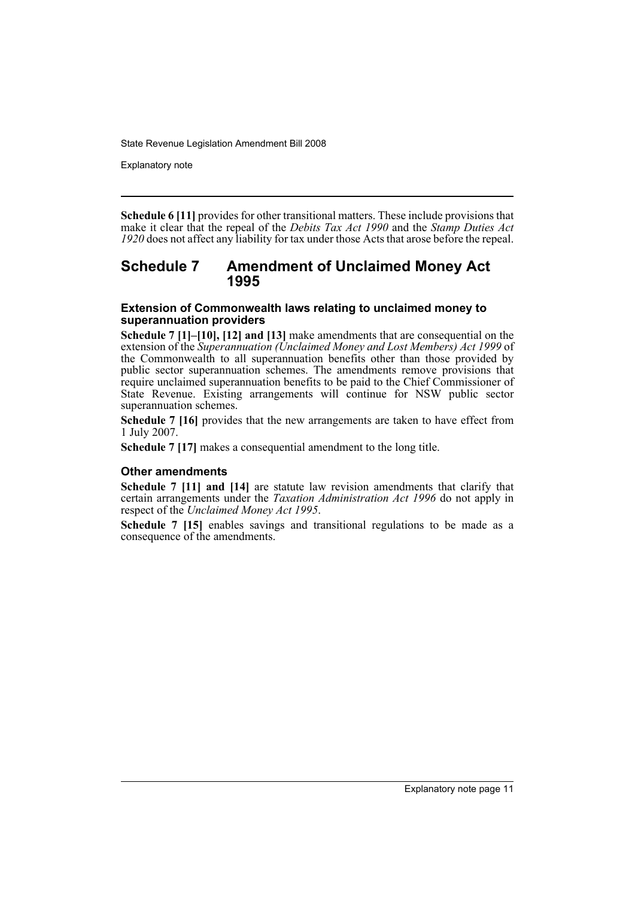**Schedule 6 [11]** provides for other transitional matters. These include provisions that make it clear that the repeal of the *Debits Tax Act 1990* and the *Stamp Duties Act 1920* does not affect any liability for tax under those Acts that arose before the repeal.

## Schedule 7 Amendment of Unclaimed Money Act 1995

### Extension of Commonwealth laws relating to unclaimed money to superannuation providers

**Schedule 7 [1]–[10], [12] and [13]** make amendments that are consequential on the extension of the *Superannuation (Unclaimed Money and Lost Members) Act 1999* of the Commonwealth to all superannuation benefits other than those provided by public sector superannuation schemes. The amendments remove provisions that require unclaimed superannuation benefits to be paid to the Chief Commissioner of State Revenue. Existing arrangements will continue for NSW public sector superannuation schemes.

**Schedule 7 [16]** provides that the new arrangements are taken to have effect from 1 July 2007.

**Schedule 7 [17]** makes a consequential amendment to the long title.

### Other amendments

**Schedule 7 [11] and [14]** are statute law revision amendments that clarify that certain arrangements under the *Taxation Administration Act 1996* do not apply in respect of the *Unclaimed Money Act 1995*.

**Schedule 7 [15]** enables savings and transitional regulations to be made as a consequence of the amendments.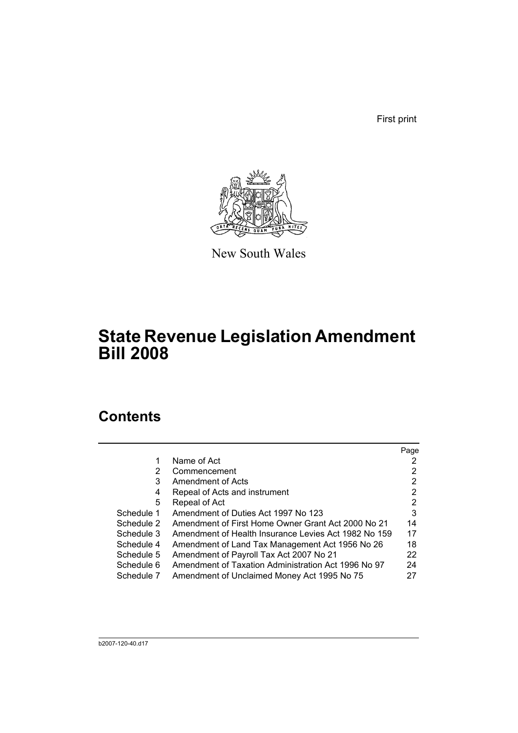First print

New South Wales

# State Revenue Legislation Amendment Bill 2008

## Contents

| | | Page |
|---|---|---|
| 1 | Name of Act | 2 |
| 2 | Commencement | 2 |
| 3 | Amendment of Acts | 2 |
| 4 | Repeal of Acts and instrument | 2 |
| 5 | Repeal of Act | 2 |
| Schedule 1 | Amendment of Duties Act 1997 No 123 | 3 |
| Schedule 2 | Amendment of First Home Owner Grant Act 2000 No 21 | 14 |
| Schedule 3 | Amendment of Health Insurance Levies Act 1982 No 159 | 17 |
| Schedule 4 | Amendment of Land Tax Management Act 1956 No 26 | 18 |
| Schedule 5 | Amendment of Payroll Tax Act 2007 No 21 | 22 |
| Schedule 6 | Amendment of Taxation Administration Act 1996 No 97 | 24 |
| Schedule 7 | Amendment of Unclaimed Money Act 1995 No 75 | 27 |

b2007-120-40.d17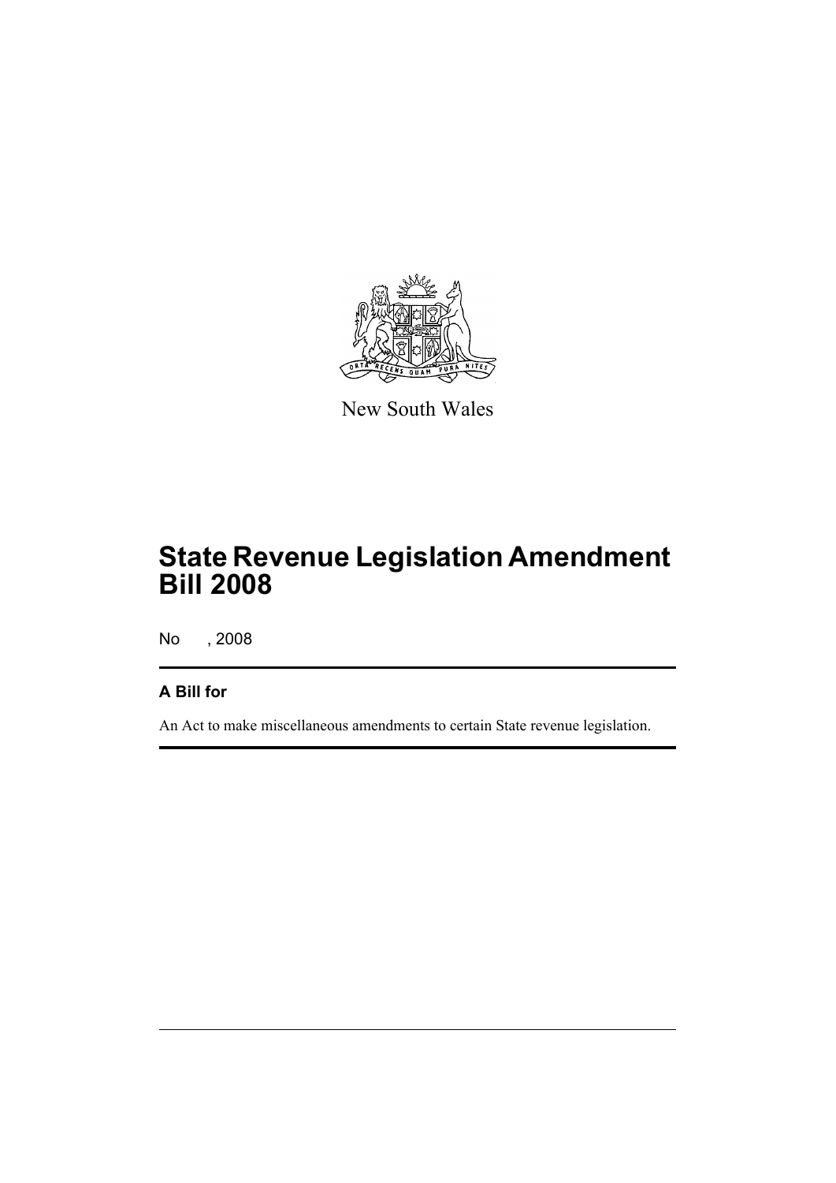New South Wales

# State Revenue Legislation Amendment Bill 2008

No , 2008

## A Bill for

An Act to make miscellaneous amendments to certain State revenue legislation.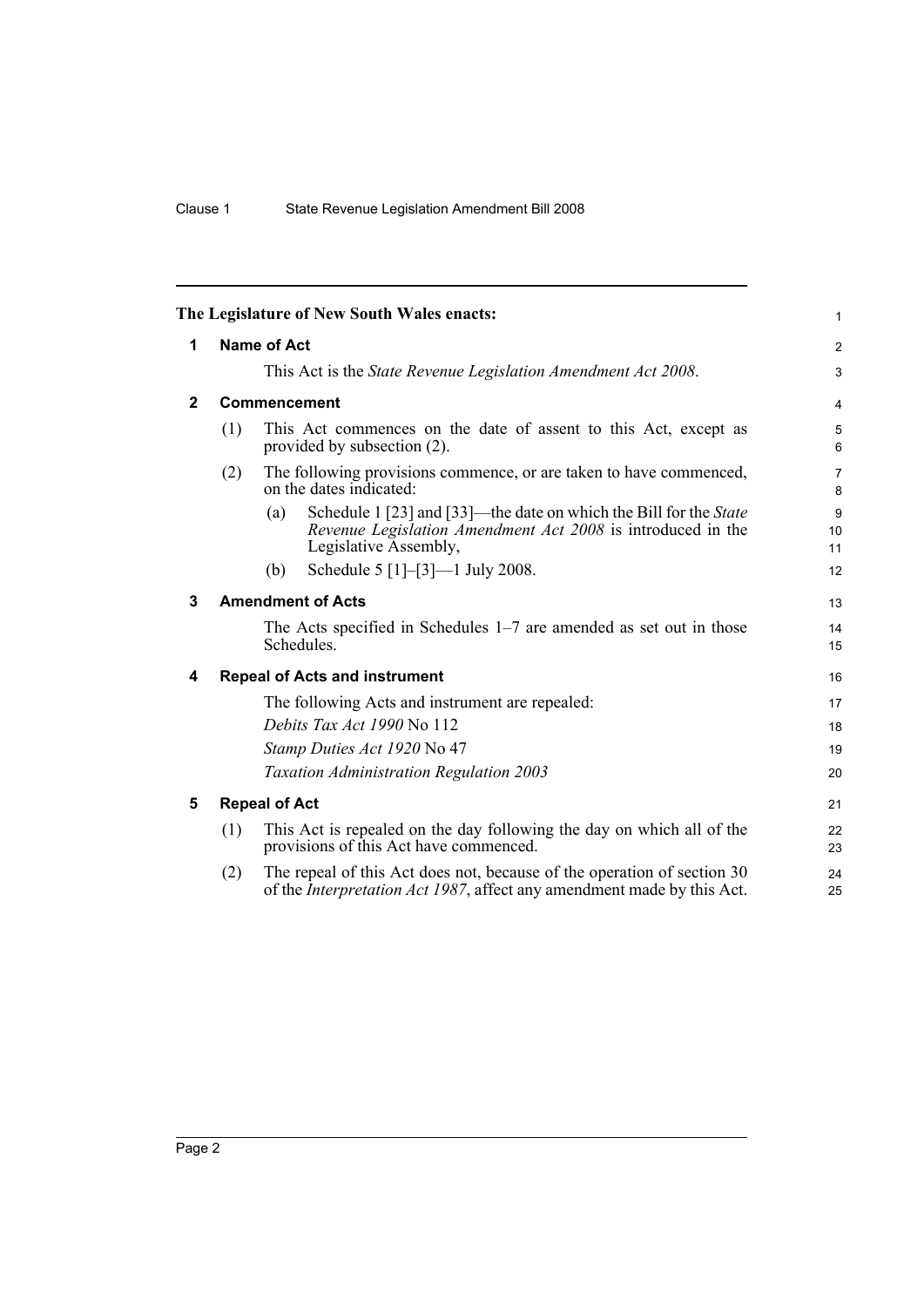**The Legislature of New South Wales enacts:**

## 1 Name of Act

This Act is the *State Revenue Legislation Amendment Act 2008*.

## 2 Commencement

(1) This Act commences on the date of assent to this Act, except as provided by subsection (2).

(2) The following provisions commence, or are taken to have commenced, on the dates indicated:

(a) Schedule 1 [23] and [33]—the date on which the Bill for the *State Revenue Legislation Amendment Act 2008* is introduced in the Legislative Assembly,

(b) Schedule 5 [1]–[3]—1 July 2008.

## 3 Amendment of Acts

The Acts specified in Schedules 1–7 are amended as set out in those Schedules.

## 4 Repeal of Acts and instrument

The following Acts and instrument are repealed:

*Debits Tax Act 1990* No 112

*Stamp Duties Act 1920* No 47

*Taxation Administration Regulation 2003*

## 5 Repeal of Act

(1) This Act is repealed on the day following the day on which all of the provisions of this Act have commenced.

(2) The repeal of this Act does not, because of the operation of section 30 of the *Interpretation Act 1987*, affect any amendment made by this Act.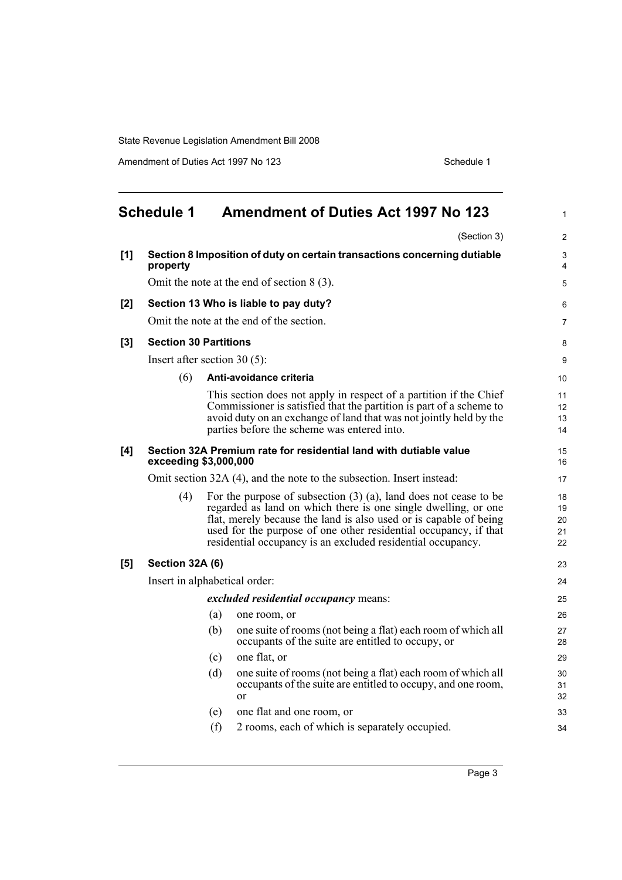# Schedule 1 Amendment of Duties Act 1997 No 123

(Section 3)

**[1] Section 8 Imposition of duty on certain transactions concerning dutiable property**

Omit the note at the end of section 8 (3).

**[2] Section 13 Who is liable to pay duty?**

Omit the note at the end of the section.

**[3] Section 30 Partitions**

Insert after section 30 (5):

(6) **Anti-avoidance criteria**

This section does not apply in respect of a partition if the Chief Commissioner is satisfied that the partition is part of a scheme to avoid duty on an exchange of land that was not jointly held by the parties before the scheme was entered into.

**[4] Section 32A Premium rate for residential land with dutiable value exceeding $3,000,000**

Omit section 32A (4), and the note to the subsection. Insert instead:

(4) For the purpose of subsection (3) (a), land does not cease to be regarded as land on which there is one single dwelling, or one flat, merely because the land is also used or is capable of being used for the purpose of one other residential occupancy, if that residential occupancy is an excluded residential occupancy.

**[5] Section 32A (6)**

Insert in alphabetical order:

***excluded residential occupancy*** means:

(a) one room, or

(b) one suite of rooms (not being a flat) each room of which all occupants of the suite are entitled to occupy, or

(c) one flat, or

(d) one suite of rooms (not being a flat) each room of which all occupants of the suite are entitled to occupy, and one room, or

(e) one flat and one room, or

(f) 2 rooms, each of which is separately occupied.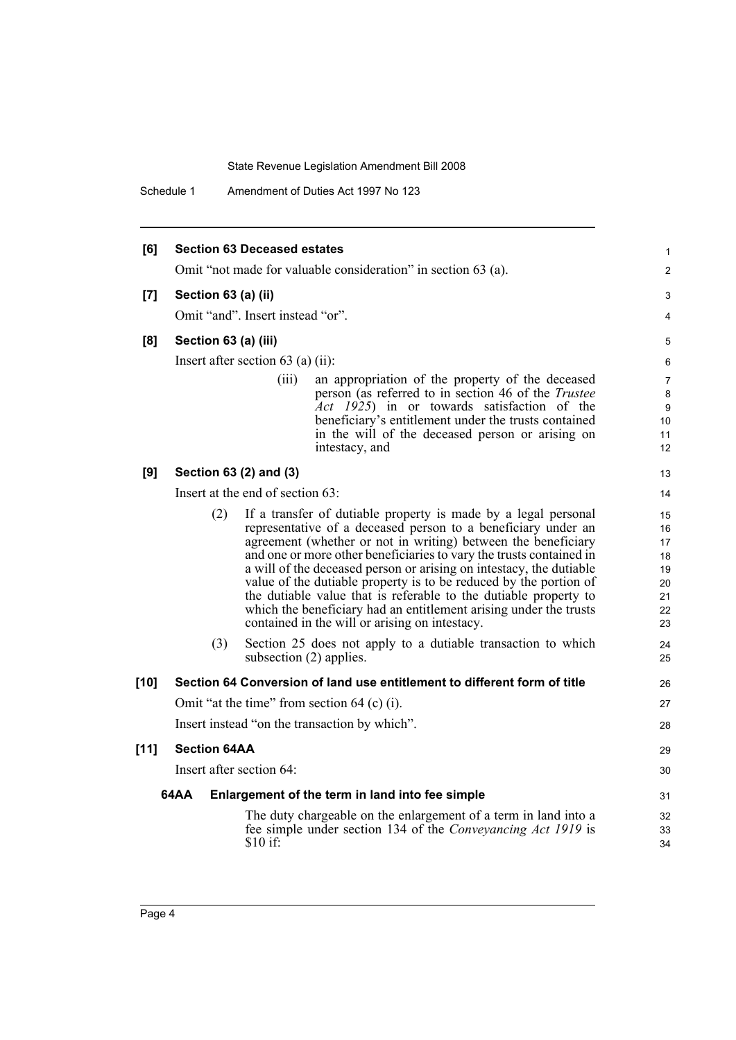**[6] Section 63 Deceased estates**

Omit "not made for valuable consideration" in section 63 (a).

**[7] Section 63 (a) (ii)**

Omit "and". Insert instead "or".

**[8] Section 63 (a) (iii)**

Insert after section 63 (a) (ii):

> (iii) an appropriation of the property of the deceased person (as referred to in section 46 of the *Trustee Act 1925*) in or towards satisfaction of the beneficiary's entitlement under the trusts contained in the will of the deceased person or arising on intestacy, and

**[9] Section 63 (2) and (3)**

Insert at the end of section 63:

> (2) If a transfer of dutiable property is made by a legal personal representative of a deceased person to a beneficiary under an agreement (whether or not in writing) between the beneficiary and one or more other beneficiaries to vary the trusts contained in a will of the deceased person or arising on intestacy, the dutiable value of the dutiable property is to be reduced by the portion of the dutiable value that is referable to the dutiable property to which the beneficiary had an entitlement arising under the trusts contained in the will or arising on intestacy.
>
> (3) Section 25 does not apply to a dutiable transaction to which subsection (2) applies.

**[10] Section 64 Conversion of land use entitlement to different form of title**

Omit "at the time" from section 64 (c) (i).

Insert instead "on the transaction by which".

**[11] Section 64AA**

Insert after section 64:

**64AA Enlargement of the term in land into fee simple**

The duty chargeable on the enlargement of a term in land into a fee simple under section 134 of the *Conveyancing Act 1919* is $10 if: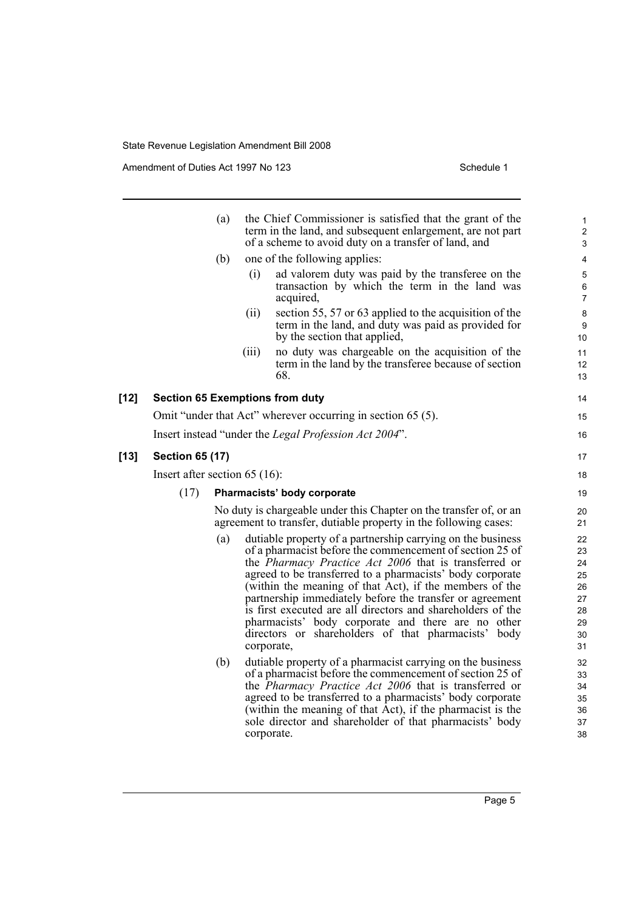(a) the Chief Commissioner is satisfied that the grant of the term in the land, and subsequent enlargement, are not part of a scheme to avoid duty on a transfer of land, and

(b) one of the following applies:

(i) ad valorem duty was paid by the transferee on the transaction by which the term in the land was acquired,

(ii) section 55, 57 or 63 applied to the acquisition of the term in the land, and duty was paid as provided for by the section that applied,

(iii) no duty was chargeable on the acquisition of the term in the land by the transferee because of section 68.

**[12] Section 65 Exemptions from duty**

Omit "under that Act" wherever occurring in section 65 (5).

Insert instead "under the *Legal Profession Act 2004*".

**[13] Section 65 (17)**

Insert after section 65 (16):

(17) **Pharmacists' body corporate**

No duty is chargeable under this Chapter on the transfer of, or an agreement to transfer, dutiable property in the following cases:

(a) dutiable property of a partnership carrying on the business of a pharmacist before the commencement of section 25 of the *Pharmacy Practice Act 2006* that is transferred or agreed to be transferred to a pharmacists' body corporate (within the meaning of that Act), if the members of the partnership immediately before the transfer or agreement is first executed are all directors and shareholders of the pharmacists' body corporate and there are no other directors or shareholders of that pharmacists' body corporate,

(b) dutiable property of a pharmacist carrying on the business of a pharmacist before the commencement of section 25 of the *Pharmacy Practice Act 2006* that is transferred or agreed to be transferred to a pharmacists' body corporate (within the meaning of that Act), if the pharmacist is the sole director and shareholder of that pharmacists' body corporate.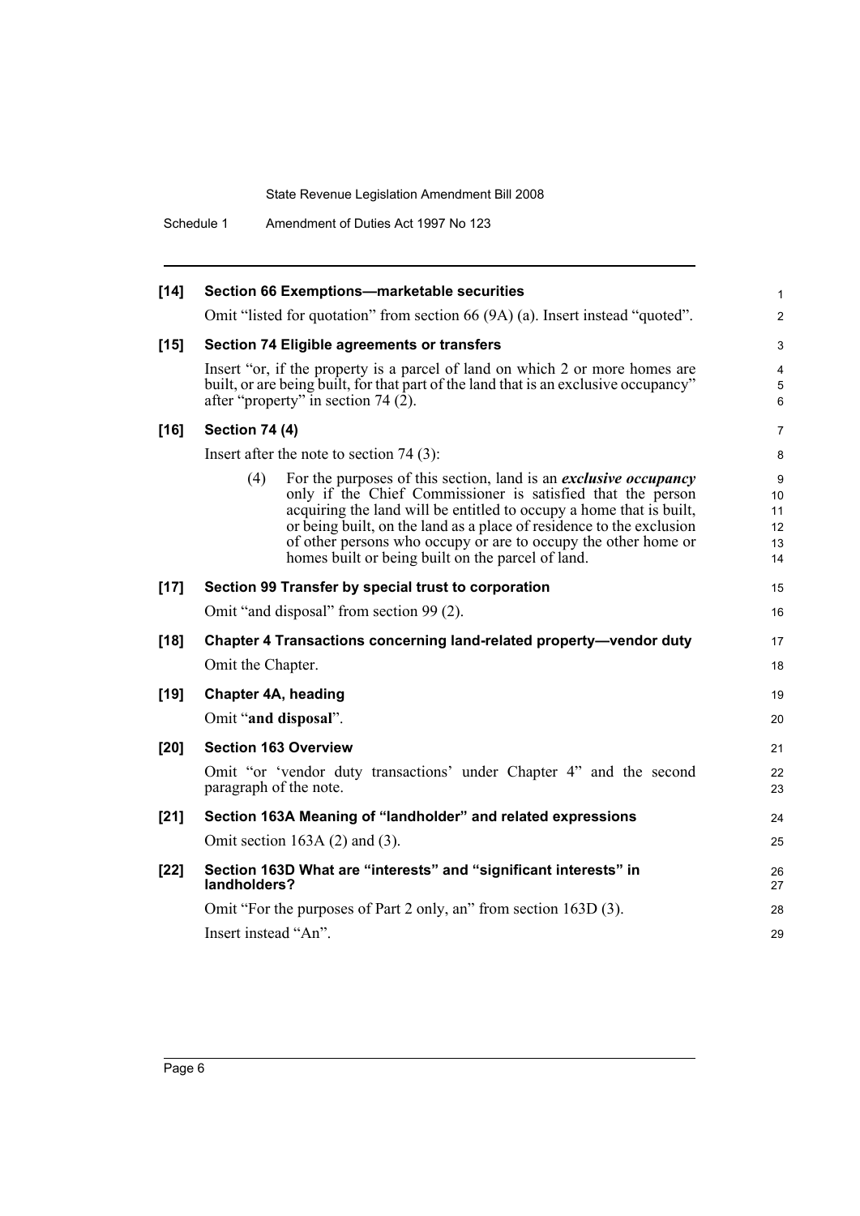**[14] Section 66 Exemptions—marketable securities**

Omit "listed for quotation" from section 66 (9A) (a). Insert instead "quoted".

**[15] Section 74 Eligible agreements or transfers**

Insert "or, if the property is a parcel of land on which 2 or more homes are built, or are being built, for that part of the land that is an exclusive occupancy" after "property" in section 74 (2).

**[16] Section 74 (4)**

Insert after the note to section 74 (3):

(4) For the purposes of this section, land is an ***exclusive occupancy*** only if the Chief Commissioner is satisfied that the person acquiring the land will be entitled to occupy a home that is built, or being built, on the land as a place of residence to the exclusion of other persons who occupy or are to occupy the other home or homes built or being built on the parcel of land.

**[17] Section 99 Transfer by special trust to corporation**

Omit "and disposal" from section 99 (2).

**[18] Chapter 4 Transactions concerning land-related property—vendor duty**

Omit the Chapter.

**[19] Chapter 4A, heading**

Omit "**and disposal**".

**[20] Section 163 Overview**

Omit "or 'vendor duty transactions' under Chapter 4" and the second paragraph of the note.

**[21] Section 163A Meaning of "landholder" and related expressions**

Omit section 163A (2) and (3).

**[22] Section 163D What are "interests" and "significant interests" in landholders?**

Omit "For the purposes of Part 2 only, an" from section 163D (3).

Insert instead "An".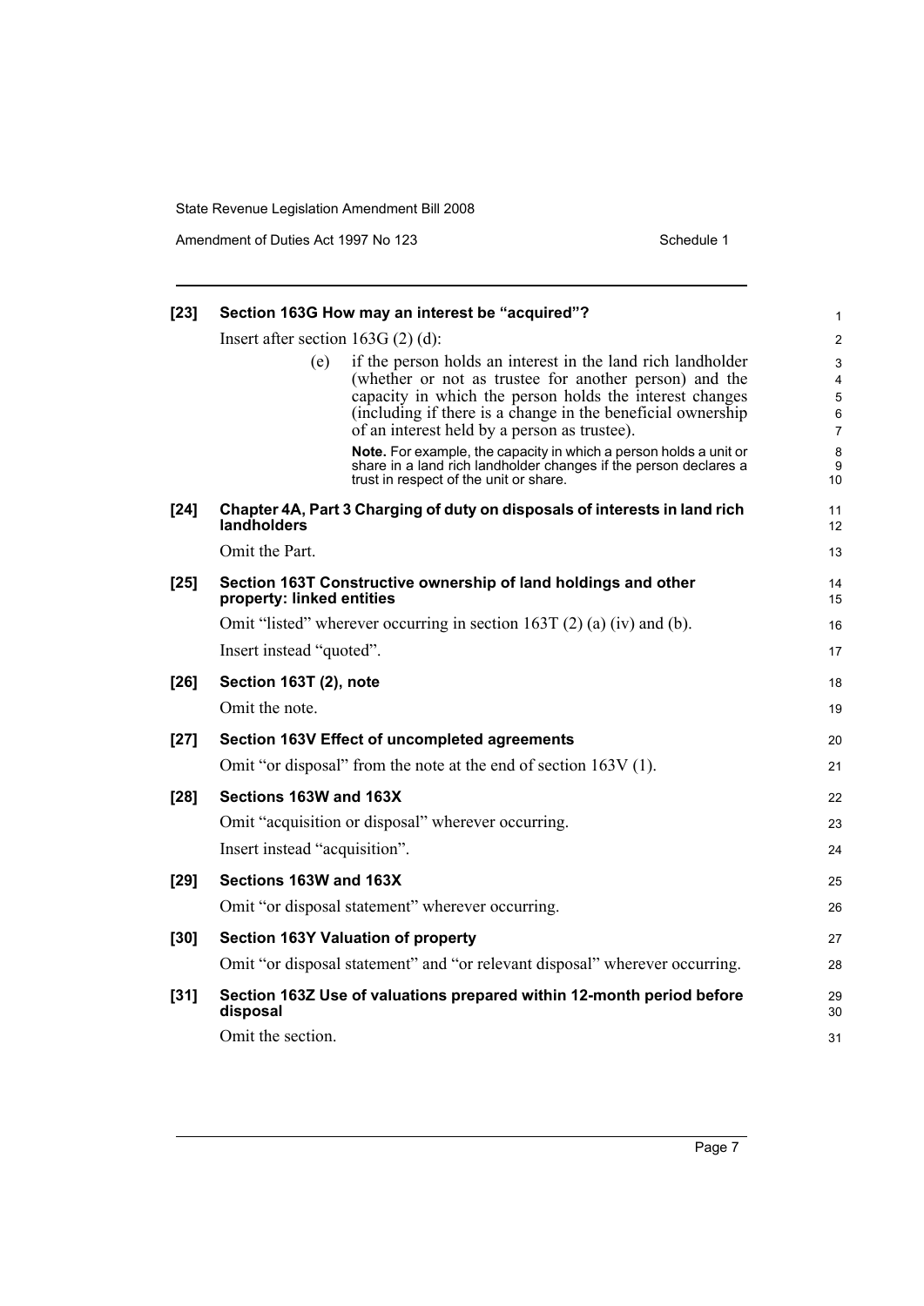**[23] Section 163G How may an interest be "acquired"?**

Insert after section 163G (2) (d):

(e) if the person holds an interest in the land rich landholder (whether or not as trustee for another person) and the capacity in which the person holds the interest changes (including if there is a change in the beneficial ownership of an interest held by a person as trustee).

**Note.** For example, the capacity in which a person holds a unit or share in a land rich landholder changes if the person declares a trust in respect of the unit or share.

**[24] Chapter 4A, Part 3 Charging of duty on disposals of interests in land rich landholders**

Omit the Part.

**[25] Section 163T Constructive ownership of land holdings and other property: linked entities**

Omit "listed" wherever occurring in section 163T (2) (a) (iv) and (b).

Insert instead "quoted".

**[26] Section 163T (2), note**

Omit the note.

**[27] Section 163V Effect of uncompleted agreements**

Omit "or disposal" from the note at the end of section 163V (1).

**[28] Sections 163W and 163X**

Omit "acquisition or disposal" wherever occurring.

Insert instead "acquisition".

**[29] Sections 163W and 163X**

Omit "or disposal statement" wherever occurring.

**[30] Section 163Y Valuation of property**

Omit "or disposal statement" and "or relevant disposal" wherever occurring.

**[31] Section 163Z Use of valuations prepared within 12-month period before disposal**

Omit the section.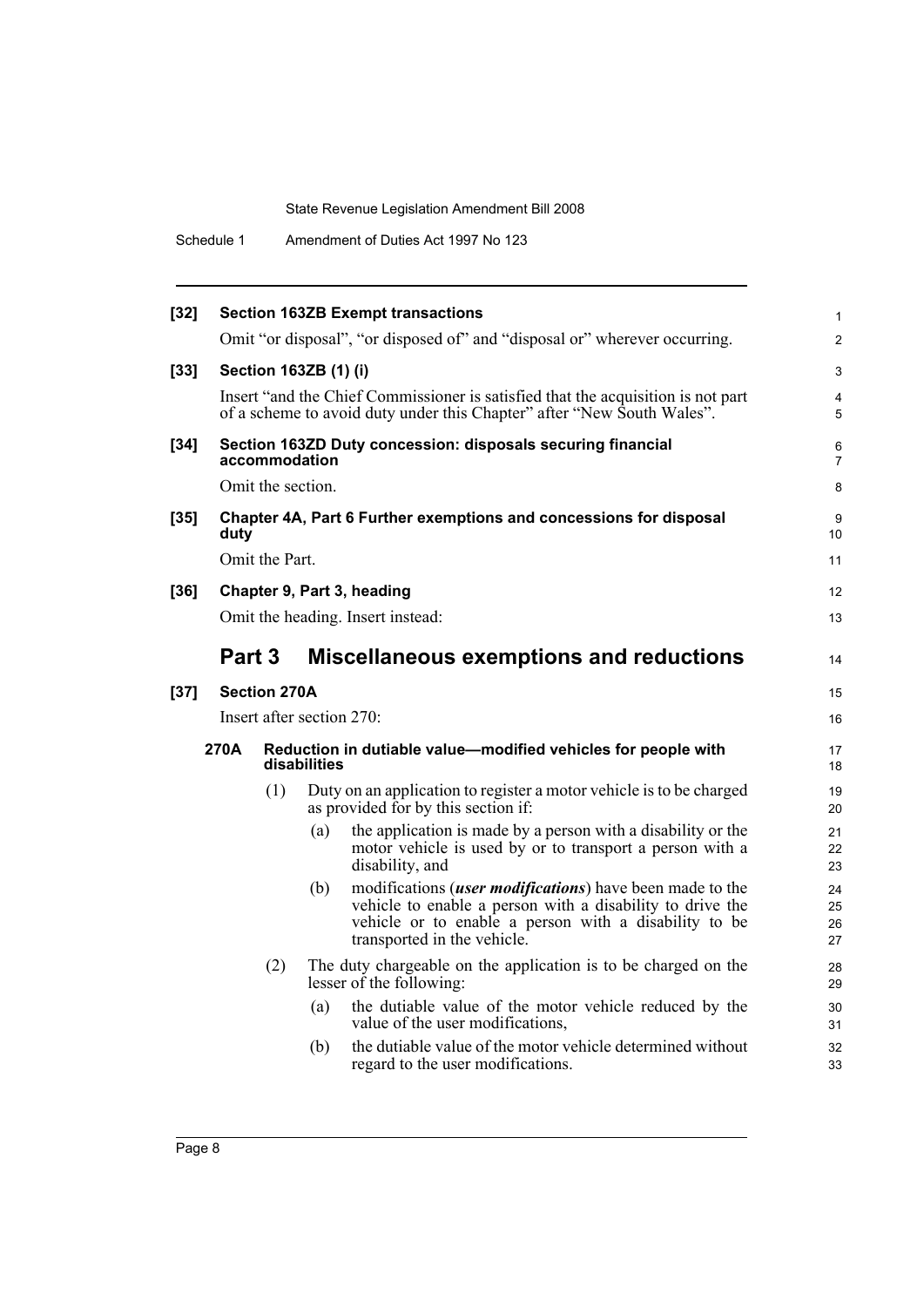**[32] Section 163ZB Exempt transactions**

Omit "or disposal", "or disposed of" and "disposal or" wherever occurring.

**[33] Section 163ZB (1) (i)**

Insert "and the Chief Commissioner is satisfied that the acquisition is not part of a scheme to avoid duty under this Chapter" after "New South Wales".

**[34] Section 163ZD Duty concession: disposals securing financial accommodation**

Omit the section.

**[35] Chapter 4A, Part 6 Further exemptions and concessions for disposal duty**

Omit the Part.

**[36] Chapter 9, Part 3, heading**

Omit the heading. Insert instead:

## Part 3 Miscellaneous exemptions and reductions

**[37] Section 270A**

Insert after section 270:

**270A Reduction in dutiable value—modified vehicles for people with disabilities**

(1) Duty on an application to register a motor vehicle is to be charged as provided for by this section if:

(a) the application is made by a person with a disability or the motor vehicle is used by or to transport a person with a disability, and

(b) modifications (***user modifications***) have been made to the vehicle to enable a person with a disability to drive the vehicle or to enable a person with a disability to be transported in the vehicle.

(2) The duty chargeable on the application is to be charged on the lesser of the following:

(a) the dutiable value of the motor vehicle reduced by the value of the user modifications,

(b) the dutiable value of the motor vehicle determined without regard to the user modifications.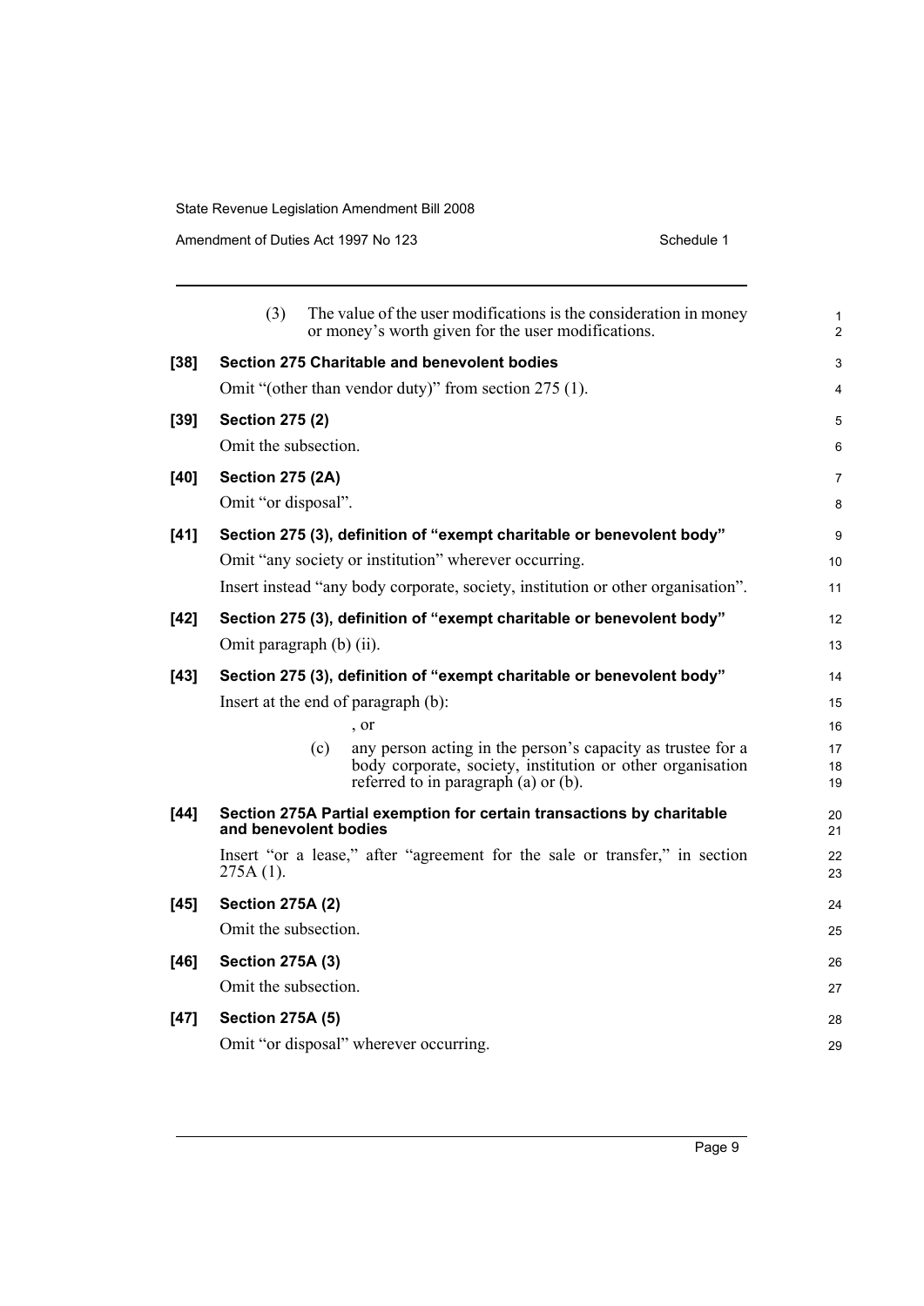(3) The value of the user modifications is the consideration in money or money's worth given for the user modifications.

**[38] Section 275 Charitable and benevolent bodies**

Omit "(other than vendor duty)" from section 275 (1).

**[39] Section 275 (2)**

Omit the subsection.

**[40] Section 275 (2A)**

Omit "or disposal".

**[41] Section 275 (3), definition of "exempt charitable or benevolent body"**

Omit "any society or institution" wherever occurring.

Insert instead "any body corporate, society, institution or other organisation".

**[42] Section 275 (3), definition of "exempt charitable or benevolent body"**

Omit paragraph (b) (ii).

**[43] Section 275 (3), definition of "exempt charitable or benevolent body"**

Insert at the end of paragraph (b):

, or

(c) any person acting in the person's capacity as trustee for a body corporate, society, institution or other organisation referred to in paragraph (a) or (b).

**[44] Section 275A Partial exemption for certain transactions by charitable and benevolent bodies**

Insert "or a lease," after "agreement for the sale or transfer," in section 275A (1).

**[45] Section 275A (2)**

Omit the subsection.

**[46] Section 275A (3)**

Omit the subsection.

**[47] Section 275A (5)**

Omit "or disposal" wherever occurring.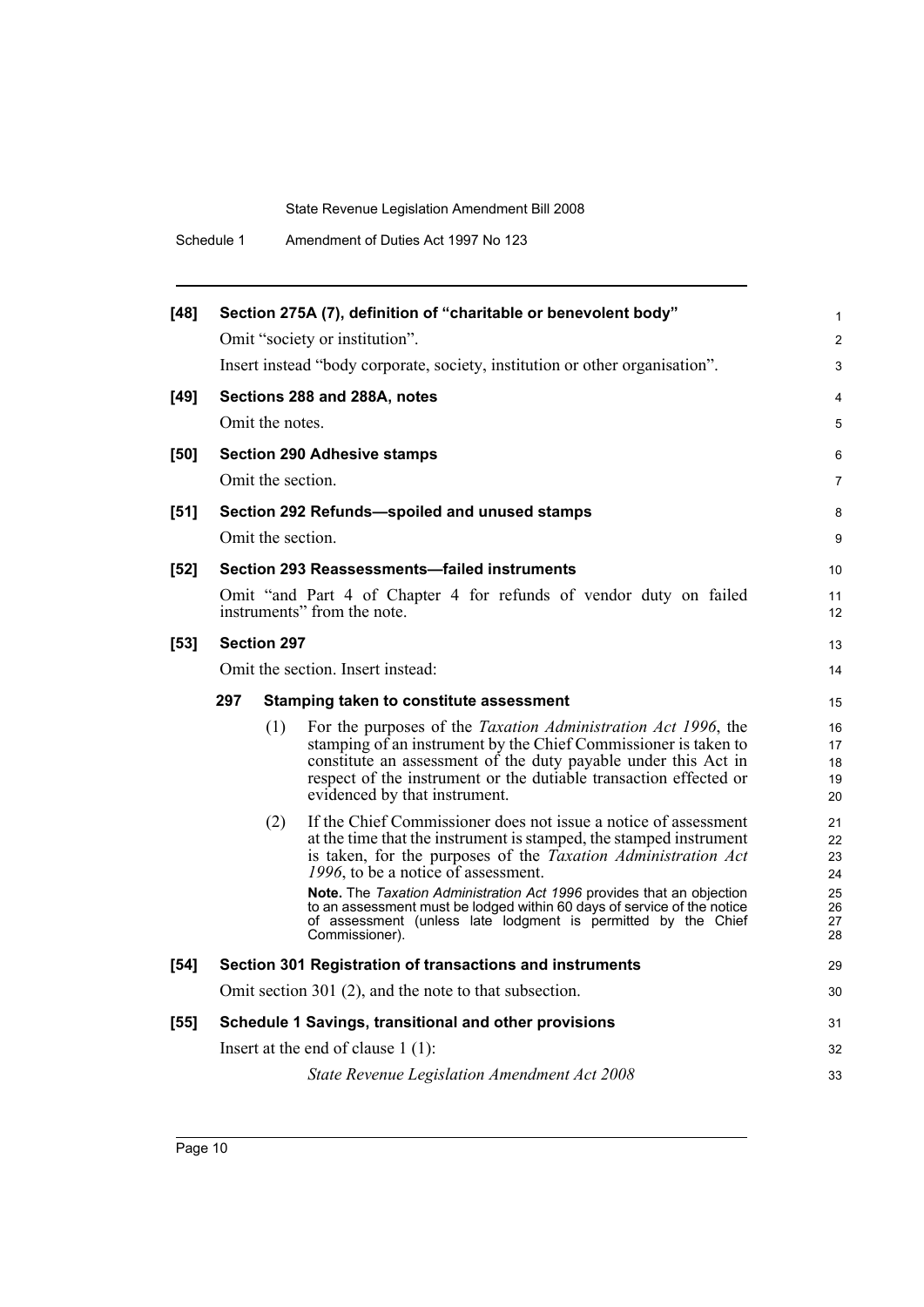**[48] Section 275A (7), definition of "charitable or benevolent body"**

Omit "society or institution".

Insert instead "body corporate, society, institution or other organisation".

**[49] Sections 288 and 288A, notes**

Omit the notes.

**[50] Section 290 Adhesive stamps**

Omit the section.

**[51] Section 292 Refunds—spoiled and unused stamps**

Omit the section.

**[52] Section 293 Reassessments—failed instruments**

Omit "and Part 4 of Chapter 4 for refunds of vendor duty on failed instruments" from the note.

**[53] Section 297**

Omit the section. Insert instead:

**297 Stamping taken to constitute assessment**

(1) For the purposes of the *Taxation Administration Act 1996*, the stamping of an instrument by the Chief Commissioner is taken to constitute an assessment of the duty payable under this Act in respect of the instrument or the dutiable transaction effected or evidenced by that instrument.

(2) If the Chief Commissioner does not issue a notice of assessment at the time that the instrument is stamped, the stamped instrument is taken, for the purposes of the *Taxation Administration Act 1996*, to be a notice of assessment.

**Note.** The *Taxation Administration Act 1996* provides that an objection to an assessment must be lodged within 60 days of service of the notice of assessment (unless late lodgment is permitted by the Chief Commissioner).

**[54] Section 301 Registration of transactions and instruments**

Omit section 301 (2), and the note to that subsection.

**[55] Schedule 1 Savings, transitional and other provisions**

Insert at the end of clause 1 (1):

*State Revenue Legislation Amendment Act 2008*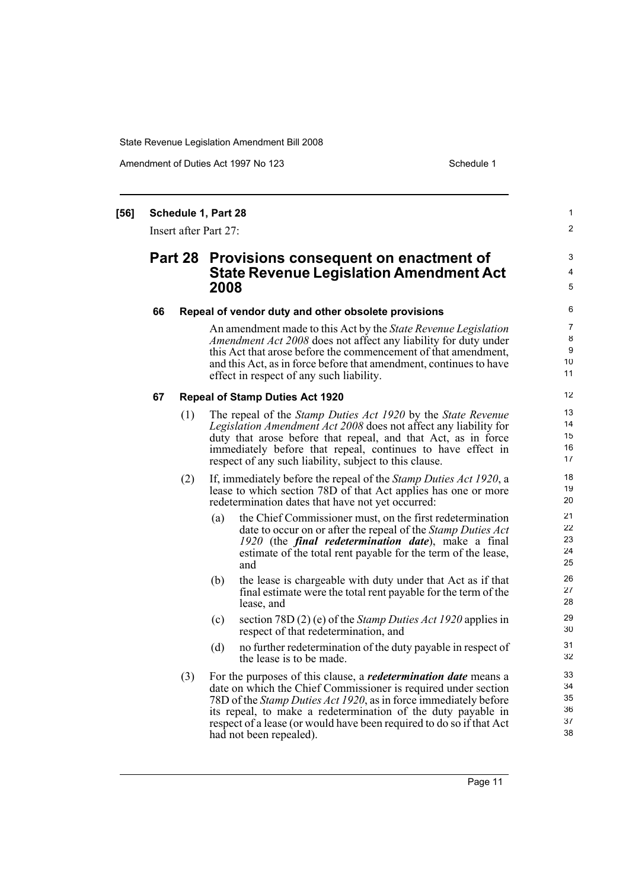**[56] Schedule 1, Part 28**

Insert after Part 27:

## Part 28 Provisions consequent on enactment of State Revenue Legislation Amendment Act 2008

### 66 Repeal of vendor duty and other obsolete provisions

An amendment made to this Act by the *State Revenue Legislation Amendment Act 2008* does not affect any liability for duty under this Act that arose before the commencement of that amendment, and this Act, as in force before that amendment, continues to have effect in respect of any such liability.

### 67 Repeal of Stamp Duties Act 1920

(1) The repeal of the *Stamp Duties Act 1920* by the *State Revenue Legislation Amendment Act 2008* does not affect any liability for duty that arose before that repeal, and that Act, as in force immediately before that repeal, continues to have effect in respect of any such liability, subject to this clause.

(2) If, immediately before the repeal of the *Stamp Duties Act 1920*, a lease to which section 78D of that Act applies has one or more redetermination dates that have not yet occurred:

- (a) the Chief Commissioner must, on the first redetermination date to occur on or after the repeal of the *Stamp Duties Act 1920* (the ***final redetermination date***), make a final estimate of the total rent payable for the term of the lease, and
- (b) the lease is chargeable with duty under that Act as if that final estimate were the total rent payable for the term of the lease, and
- (c) section 78D (2) (e) of the *Stamp Duties Act 1920* applies in respect of that redetermination, and
- (d) no further redetermination of the duty payable in respect of the lease is to be made.

(3) For the purposes of this clause, a ***redetermination date*** means a date on which the Chief Commissioner is required under section 78D of the *Stamp Duties Act 1920*, as in force immediately before its repeal, to make a redetermination of the duty payable in respect of a lease (or would have been required to do so if that Act had not been repealed).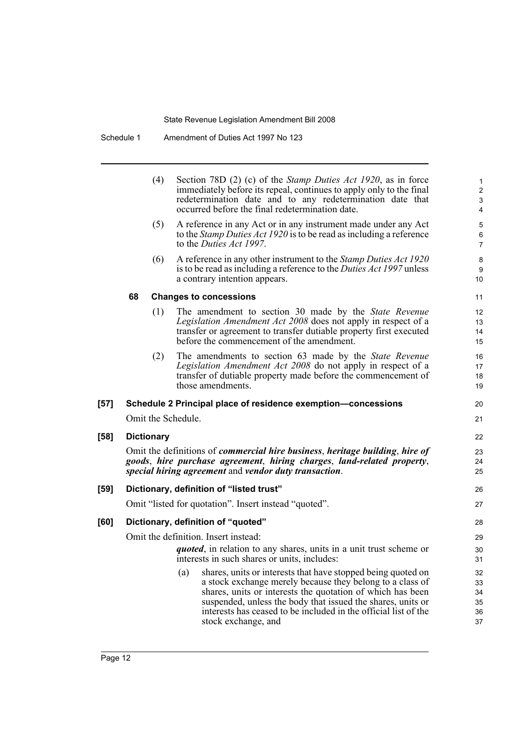(4) Section 78D (2) (c) of the *Stamp Duties Act 1920*, as in force immediately before its repeal, continues to apply only to the final redetermination date and to any redetermination date that occurred before the final redetermination date.

(5) A reference in any Act or in any instrument made under any Act to the *Stamp Duties Act 1920* is to be read as including a reference to the *Duties Act 1997*.

(6) A reference in any other instrument to the *Stamp Duties Act 1920* is to be read as including a reference to the *Duties Act 1997* unless a contrary intention appears.

**68 Changes to concessions**

(1) The amendment to section 30 made by the *State Revenue Legislation Amendment Act 2008* does not apply in respect of a transfer or agreement to transfer dutiable property first executed before the commencement of the amendment.

(2) The amendments to section 63 made by the *State Revenue Legislation Amendment Act 2008* do not apply in respect of a transfer of dutiable property made before the commencement of those amendments.

**[57] Schedule 2 Principal place of residence exemption—concessions**

Omit the Schedule.

**[58] Dictionary**

Omit the definitions of ***commercial hire business***, ***heritage building***, ***hire of goods***, ***hire purchase agreement***, ***hiring charges***, ***land-related property***, ***special hiring agreement*** and ***vendor duty transaction***.

**[59] Dictionary, definition of "listed trust"**

Omit "listed for quotation". Insert instead "quoted".

**[60] Dictionary, definition of "quoted"**

Omit the definition. Insert instead:

***quoted***, in relation to any shares, units in a unit trust scheme or interests in such shares or units, includes:

(a) shares, units or interests that have stopped being quoted on a stock exchange merely because they belong to a class of shares, units or interests the quotation of which has been suspended, unless the body that issued the shares, units or interests has ceased to be included in the official list of the stock exchange, and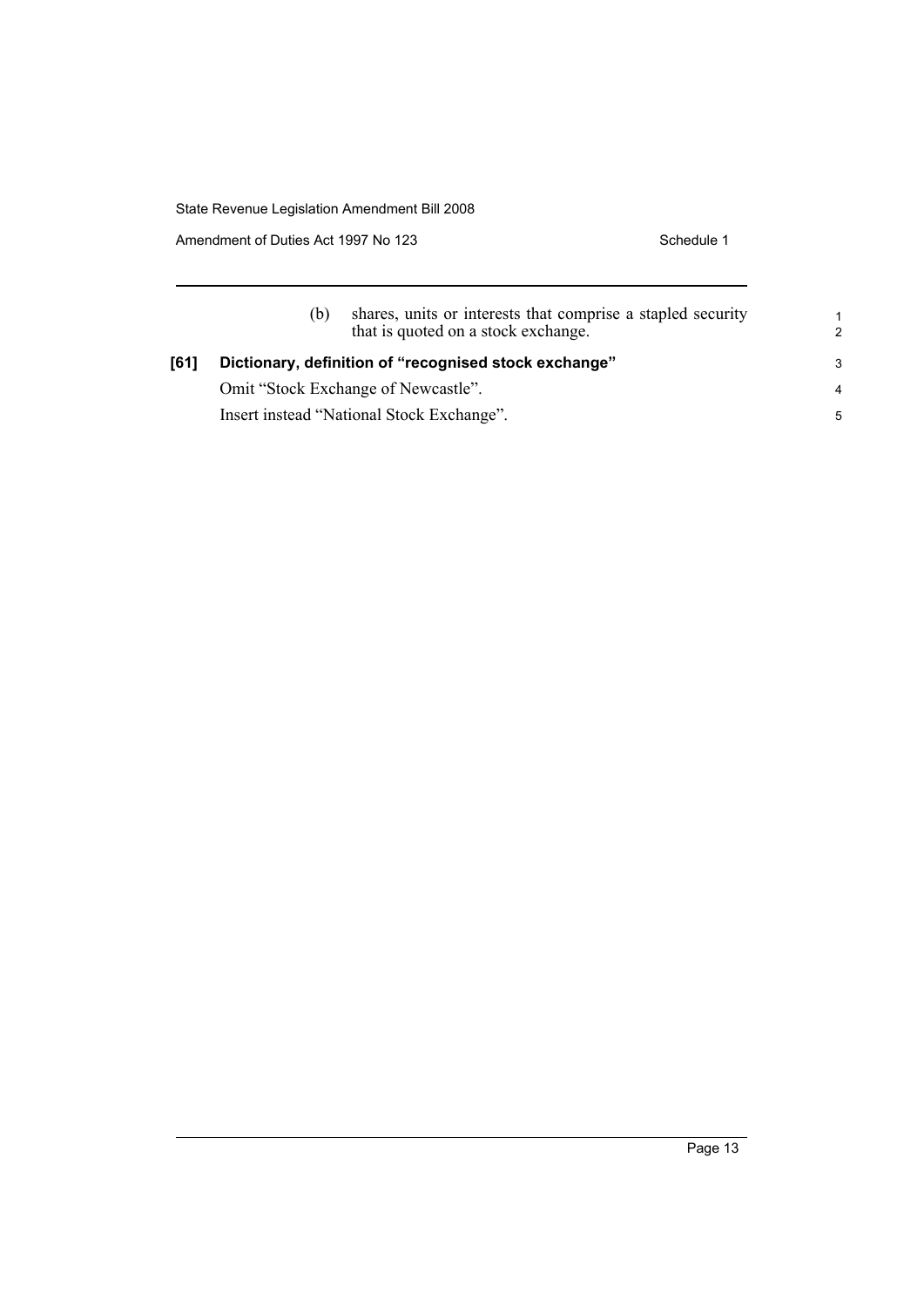(b) shares, units or interests that comprise a stapled security that is quoted on a stock exchange.

**[61] Dictionary, definition of "recognised stock exchange"**

Omit "Stock Exchange of Newcastle".

Insert instead "National Stock Exchange".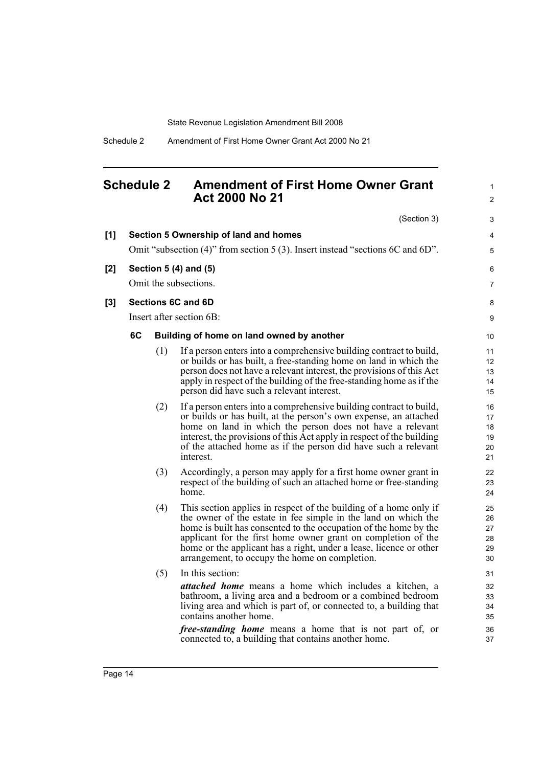# Schedule 2 Amendment of First Home Owner Grant Act 2000 No 21

(Section 3)

**[1] Section 5 Ownership of land and homes**

Omit "subsection (4)" from section 5 (3). Insert instead "sections 6C and 6D".

**[2] Section 5 (4) and (5)**

Omit the subsections.

**[3] Sections 6C and 6D**

Insert after section 6B:

**6C Building of home on land owned by another**

(1) If a person enters into a comprehensive building contract to build, or builds or has built, a free-standing home on land in which the person does not have a relevant interest, the provisions of this Act apply in respect of the building of the free-standing home as if the person did have such a relevant interest.

(2) If a person enters into a comprehensive building contract to build, or builds or has built, at the person's own expense, an attached home on land in which the person does not have a relevant interest, the provisions of this Act apply in respect of the building of the attached home as if the person did have such a relevant interest.

(3) Accordingly, a person may apply for a first home owner grant in respect of the building of such an attached home or free-standing home.

(4) This section applies in respect of the building of a home only if the owner of the estate in fee simple in the land on which the home is built has consented to the occupation of the home by the applicant for the first home owner grant on completion of the home or the applicant has a right, under a lease, licence or other arrangement, to occupy the home on completion.

(5) In this section:

***attached home*** means a home which includes a kitchen, a bathroom, a living area and a bedroom or a combined bedroom living area and which is part of, or connected to, a building that contains another home.

***free-standing home*** means a home that is not part of, or connected to, a building that contains another home.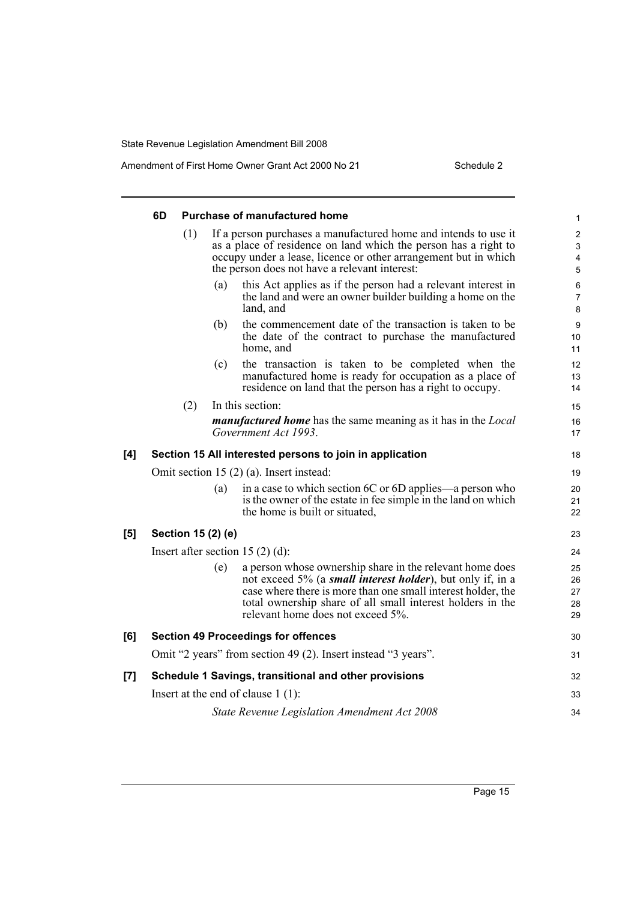### 6D Purchase of manufactured home

(1) If a person purchases a manufactured home and intends to use it as a place of residence on land which the person has a right to occupy under a lease, licence or other arrangement but in which the person does not have a relevant interest:

(a) this Act applies as if the person had a relevant interest in the land and were an owner builder building a home on the land, and

(b) the commencement date of the transaction is taken to be the date of the contract to purchase the manufactured home, and

(c) the transaction is taken to be completed when the manufactured home is ready for occupation as a place of residence on land that the person has a right to occupy.

(2) In this section:

***manufactured home*** has the same meaning as it has in the *Local Government Act 1993*.

## [4] Section 15 All interested persons to join in application

Omit section 15 (2) (a). Insert instead:

(a) in a case to which section 6C or 6D applies—a person who is the owner of the estate in fee simple in the land on which the home is built or situated,

## [5] Section 15 (2) (e)

Insert after section 15 (2) (d):

(e) a person whose ownership share in the relevant home does not exceed 5% (a ***small interest holder***), but only if, in a case where there is more than one small interest holder, the total ownership share of all small interest holders in the relevant home does not exceed 5%.

## [6] Section 49 Proceedings for offences

Omit "2 years" from section 49 (2). Insert instead "3 years".

## [7] Schedule 1 Savings, transitional and other provisions

Insert at the end of clause 1 (1):

*State Revenue Legislation Amendment Act 2008*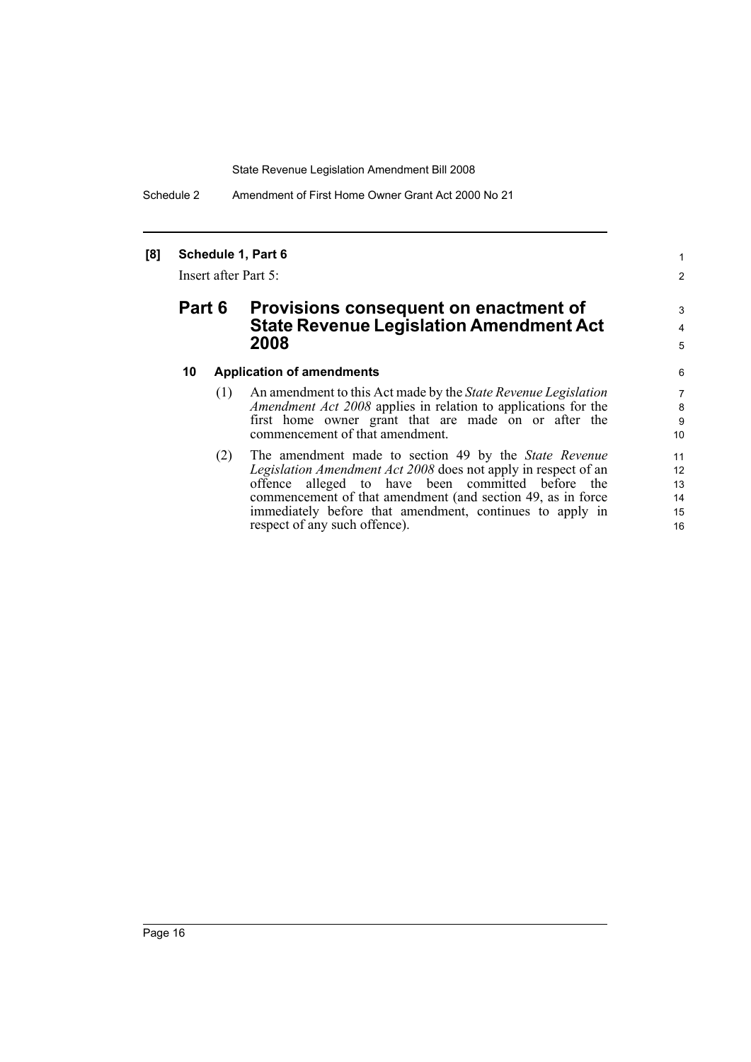**[8] Schedule 1, Part 6**

Insert after Part 5:

## Part 6 Provisions consequent on enactment of State Revenue Legislation Amendment Act 2008

### 10 Application of amendments

(1) An amendment to this Act made by the *State Revenue Legislation Amendment Act 2008* applies in relation to applications for the first home owner grant that are made on or after the commencement of that amendment.

(2) The amendment made to section 49 by the *State Revenue Legislation Amendment Act 2008* does not apply in respect of an offence alleged to have been committed before the commencement of that amendment (and section 49, as in force immediately before that amendment, continues to apply in respect of any such offence).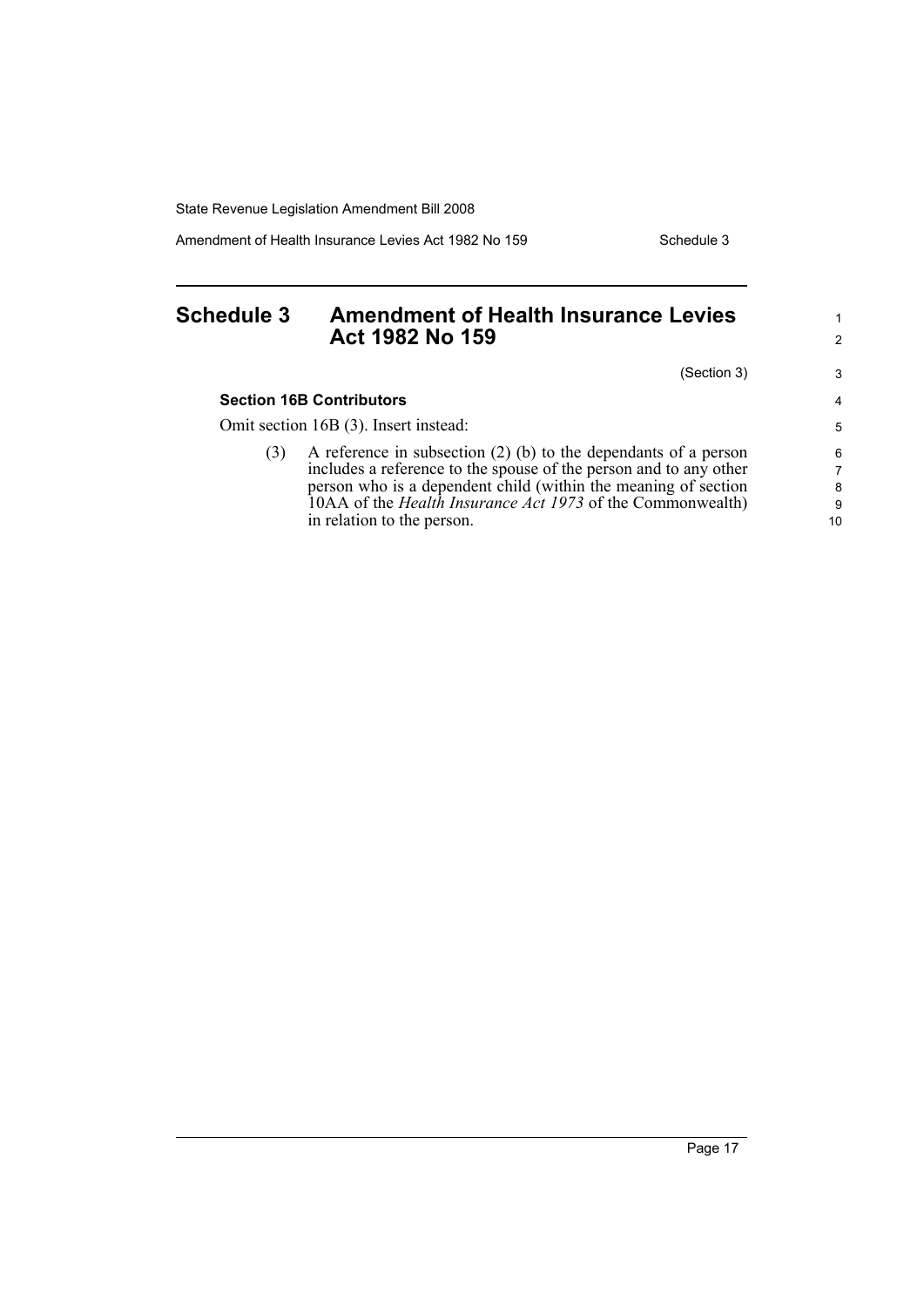# Schedule 3 Amendment of Health Insurance Levies Act 1982 No 159

(Section 3)

**Section 16B Contributors**

Omit section 16B (3). Insert instead:

(3) A reference in subsection (2) (b) to the dependants of a person includes a reference to the spouse of the person and to any other person who is a dependent child (within the meaning of section 10AA of the *Health Insurance Act 1973* of the Commonwealth) in relation to the person.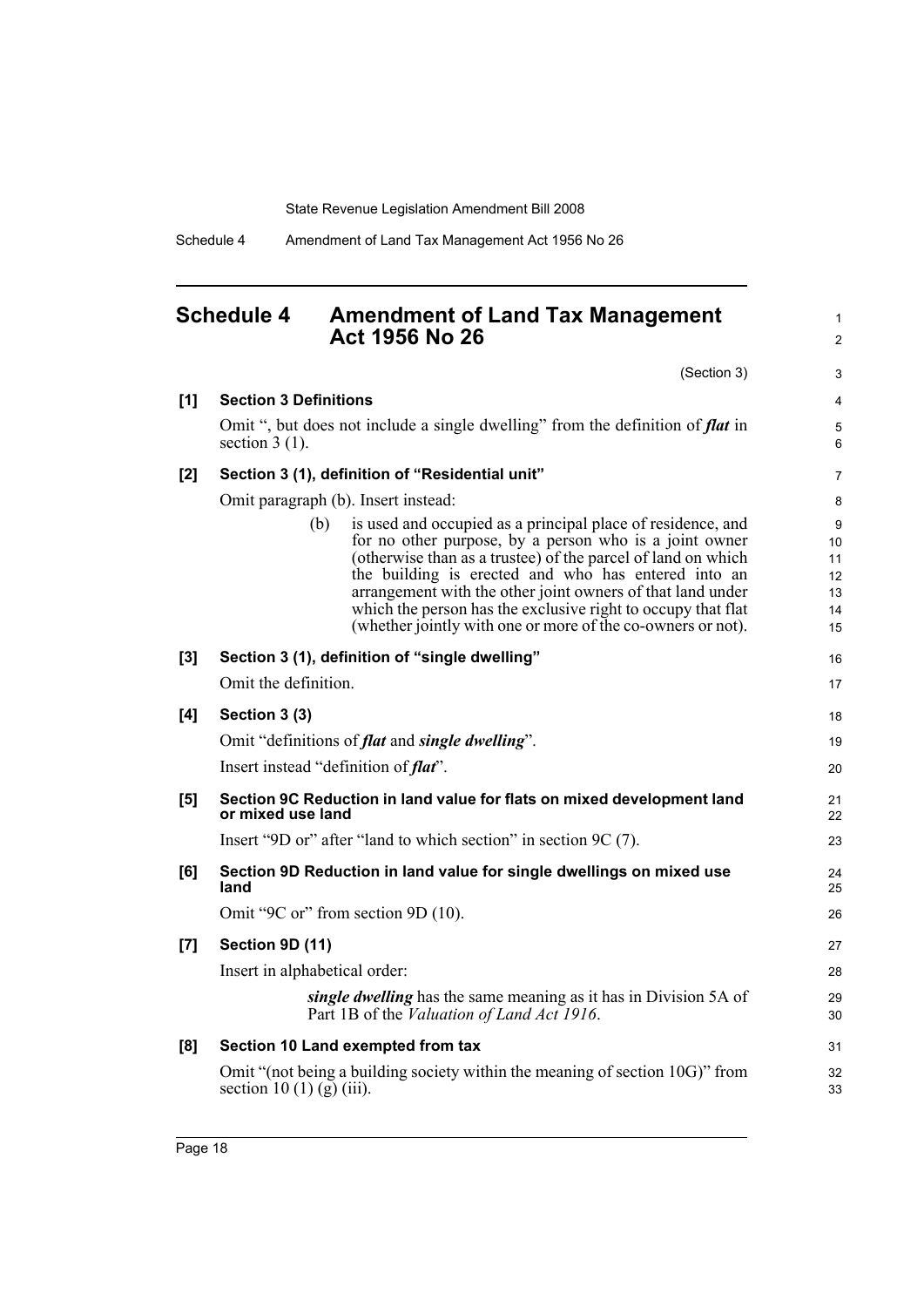# Schedule 4 Amendment of Land Tax Management Act 1956 No 26

(Section 3)

**[1] Section 3 Definitions**

Omit ", but does not include a single dwelling" from the definition of ***flat*** in section 3 (1).

**[2] Section 3 (1), definition of "Residential unit"**

Omit paragraph (b). Insert instead:

> (b) is used and occupied as a principal place of residence, and for no other purpose, by a person who is a joint owner (otherwise than as a trustee) of the parcel of land on which the building is erected and who has entered into an arrangement with the other joint owners of that land under which the person has the exclusive right to occupy that flat (whether jointly with one or more of the co-owners or not).

**[3] Section 3 (1), definition of "single dwelling"**

Omit the definition.

**[4] Section 3 (3)**

Omit "definitions of ***flat*** and ***single dwelling***".

Insert instead "definition of ***flat***".

**[5] Section 9C Reduction in land value for flats on mixed development land or mixed use land**

Insert "9D or" after "land to which section" in section 9C (7).

**[6] Section 9D Reduction in land value for single dwellings on mixed use land**

Omit "9C or" from section 9D (10).

**[7] Section 9D (11)**

Insert in alphabetical order:

> ***single dwelling*** has the same meaning as it has in Division 5A of Part 1B of the *Valuation of Land Act 1916*.

**[8] Section 10 Land exempted from tax**

Omit "(not being a building society within the meaning of section 10G)" from section 10 (1) (g) (iii).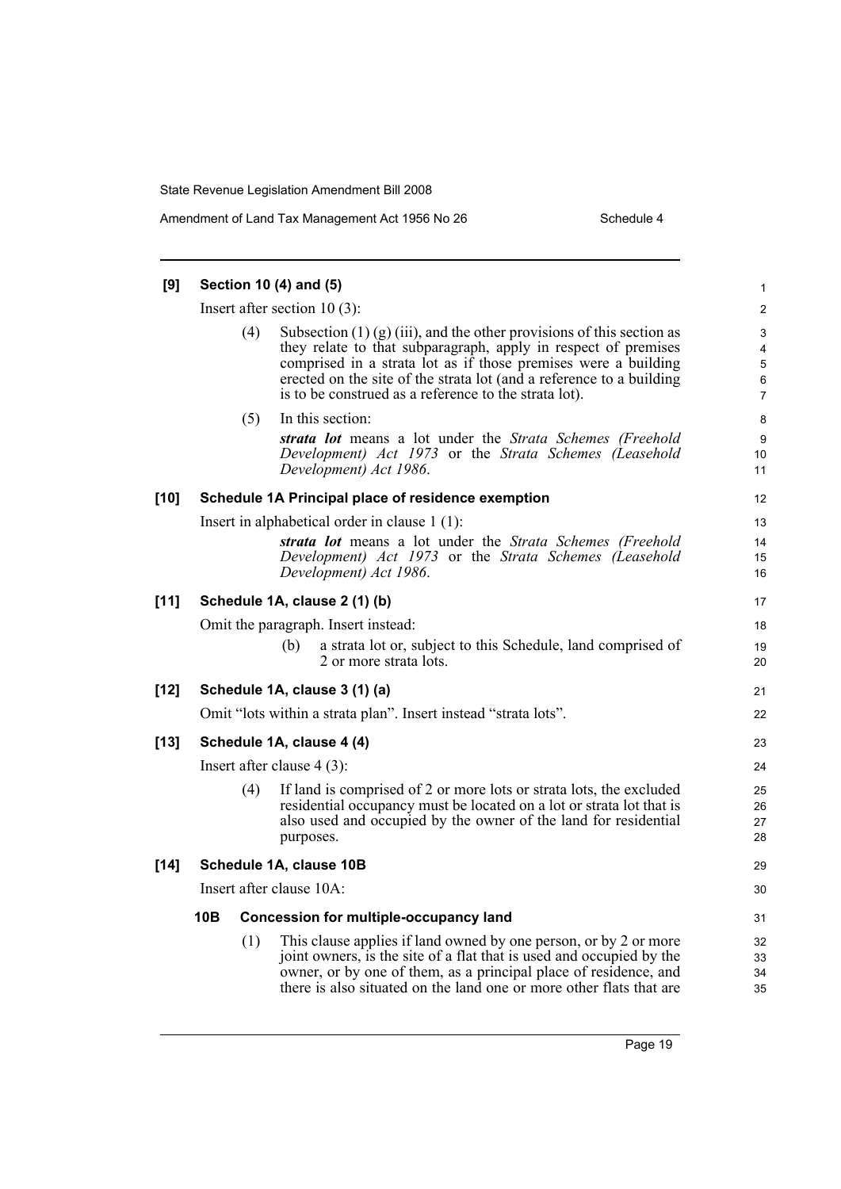**[9] Section 10 (4) and (5)**

Insert after section 10 (3):

(4) Subsection (1) (g) (iii), and the other provisions of this section as they relate to that subparagraph, apply in respect of premises comprised in a strata lot as if those premises were a building erected on the site of the strata lot (and a reference to a building is to be construed as a reference to the strata lot).

(5) In this section:

***strata lot*** means a lot under the *Strata Schemes (Freehold Development) Act 1973* or the *Strata Schemes (Leasehold Development) Act 1986*.

**[10] Schedule 1A Principal place of residence exemption**

Insert in alphabetical order in clause 1 (1):

***strata lot*** means a lot under the *Strata Schemes (Freehold Development) Act 1973* or the *Strata Schemes (Leasehold Development) Act 1986*.

**[11] Schedule 1A, clause 2 (1) (b)**

Omit the paragraph. Insert instead:

(b) a strata lot or, subject to this Schedule, land comprised of 2 or more strata lots.

**[12] Schedule 1A, clause 3 (1) (a)**

Omit "lots within a strata plan". Insert instead "strata lots".

**[13] Schedule 1A, clause 4 (4)**

Insert after clause 4 (3):

(4) If land is comprised of 2 or more lots or strata lots, the excluded residential occupancy must be located on a lot or strata lot that is also used and occupied by the owner of the land for residential purposes.

**[14] Schedule 1A, clause 10B**

Insert after clause 10A:

**10B Concession for multiple-occupancy land**

(1) This clause applies if land owned by one person, or by 2 or more joint owners, is the site of a flat that is used and occupied by the owner, or by one of them, as a principal place of residence, and there is also situated on the land one or more other flats that are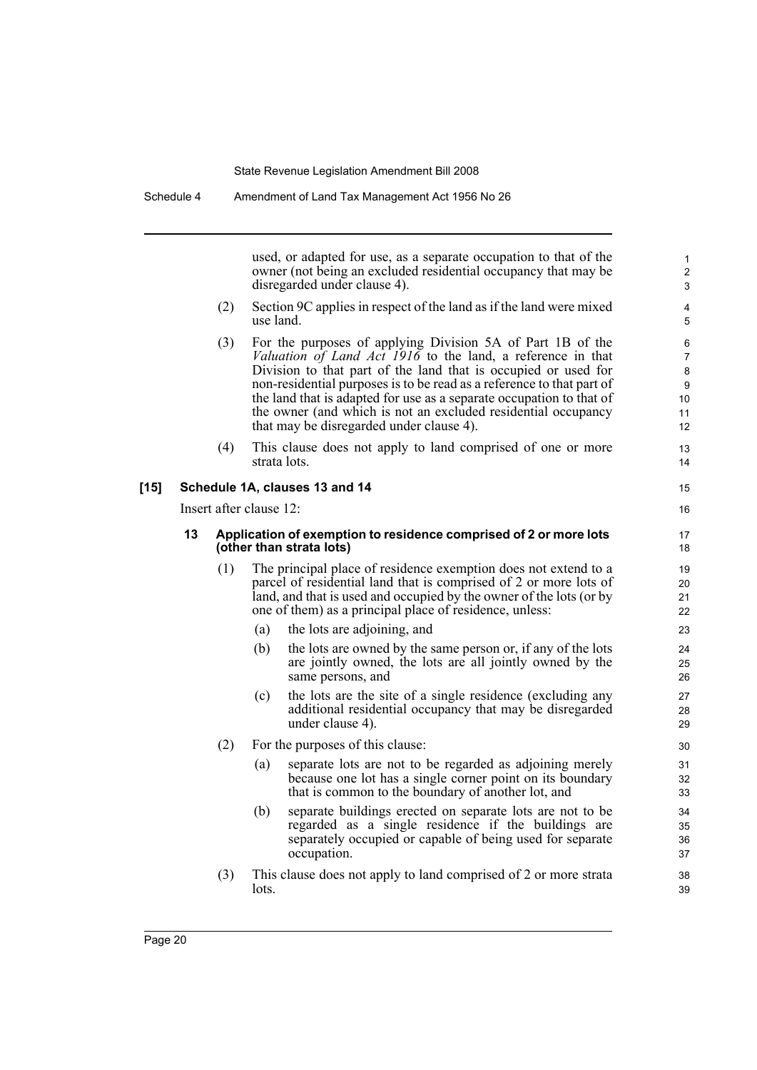used, or adapted for use, as a separate occupation to that of the owner (not being an excluded residential occupancy that may be disregarded under clause 4).

(2) Section 9C applies in respect of the land as if the land were mixed use land.

(3) For the purposes of applying Division 5A of Part 1B of the *Valuation of Land Act 1916* to the land, a reference in that Division to that part of the land that is occupied or used for non-residential purposes is to be read as a reference to that part of the land that is adapted for use as a separate occupation to that of the owner (and which is not an excluded residential occupancy that may be disregarded under clause 4).

(4) This clause does not apply to land comprised of one or more strata lots.

**[15] Schedule 1A, clauses 13 and 14**

Insert after clause 12:

**13 Application of exemption to residence comprised of 2 or more lots (other than strata lots)**

(1) The principal place of residence exemption does not extend to a parcel of residential land that is comprised of 2 or more lots of land, and that is used and occupied by the owner of the lots (or by one of them) as a principal place of residence, unless:

(a) the lots are adjoining, and

(b) the lots are owned by the same person or, if any of the lots are jointly owned, the lots are all jointly owned by the same persons, and

(c) the lots are the site of a single residence (excluding any additional residential occupancy that may be disregarded under clause 4).

(2) For the purposes of this clause:

(a) separate lots are not to be regarded as adjoining merely because one lot has a single corner point on its boundary that is common to the boundary of another lot, and

(b) separate buildings erected on separate lots are not to be regarded as a single residence if the buildings are separately occupied or capable of being used for separate occupation.

(3) This clause does not apply to land comprised of 2 or more strata lots.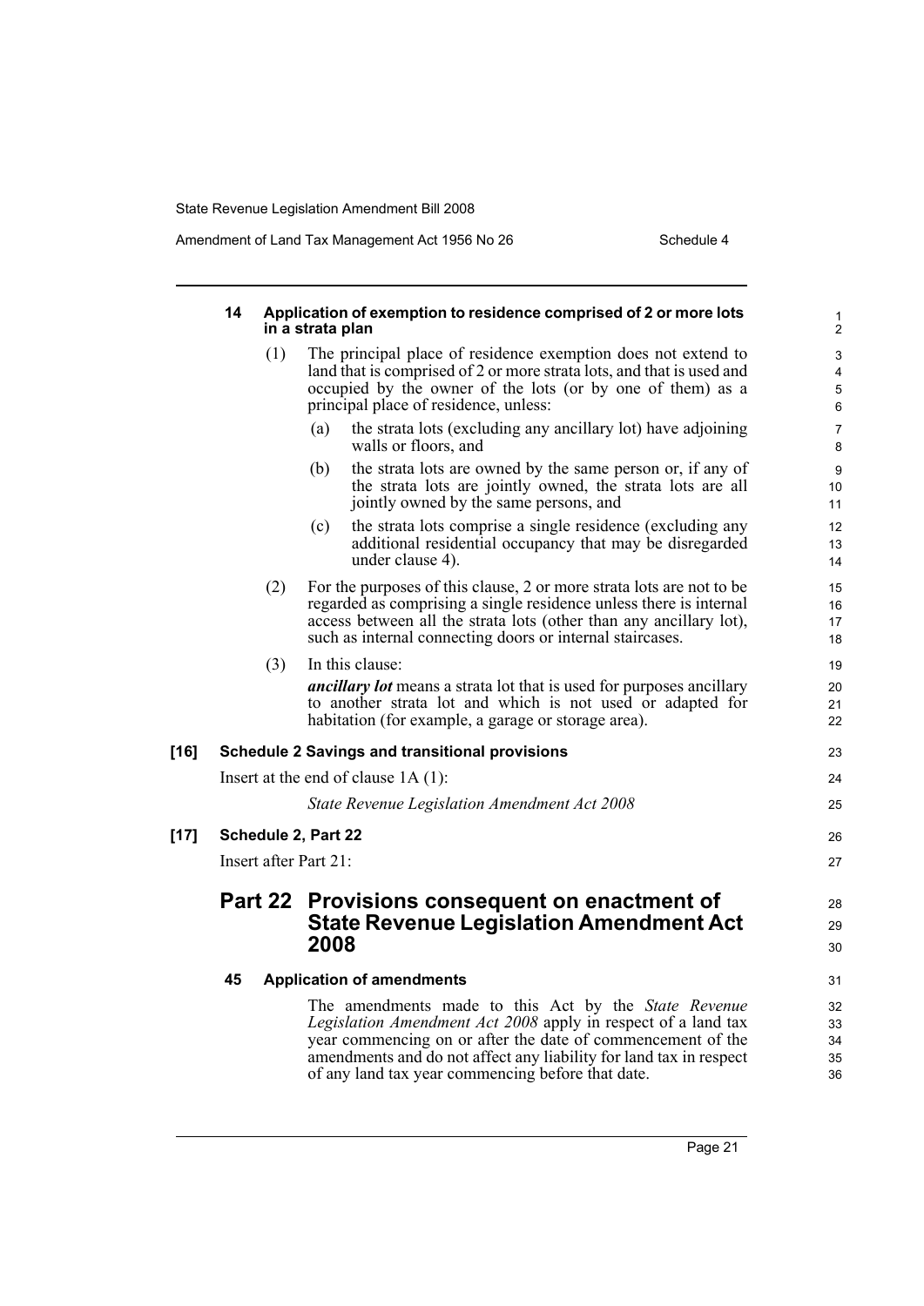#### 14 Application of exemption to residence comprised of 2 or more lots in a strata plan

(1) The principal place of residence exemption does not extend to land that is comprised of 2 or more strata lots, and that is used and occupied by the owner of the lots (or by one of them) as a principal place of residence, unless:

(a) the strata lots (excluding any ancillary lot) have adjoining walls or floors, and

(b) the strata lots are owned by the same person or, if any of the strata lots are jointly owned, the strata lots are all jointly owned by the same persons, and

(c) the strata lots comprise a single residence (excluding any additional residential occupancy that may be disregarded under clause 4).

(2) For the purposes of this clause, 2 or more strata lots are not to be regarded as comprising a single residence unless there is internal access between all the strata lots (other than any ancillary lot), such as internal connecting doors or internal staircases.

(3) In this clause:

***ancillary lot*** means a strata lot that is used for purposes ancillary to another strata lot and which is not used or adapted for habitation (for example, a garage or storage area).

#### [16] Schedule 2 Savings and transitional provisions

Insert at the end of clause 1A (1):

*State Revenue Legislation Amendment Act 2008*

#### [17] Schedule 2, Part 22

Insert after Part 21:

## Part 22 Provisions consequent on enactment of State Revenue Legislation Amendment Act 2008

#### 45 Application of amendments

The amendments made to this Act by the *State Revenue Legislation Amendment Act 2008* apply in respect of a land tax year commencing on or after the date of commencement of the amendments and do not affect any liability for land tax in respect of any land tax year commencing before that date.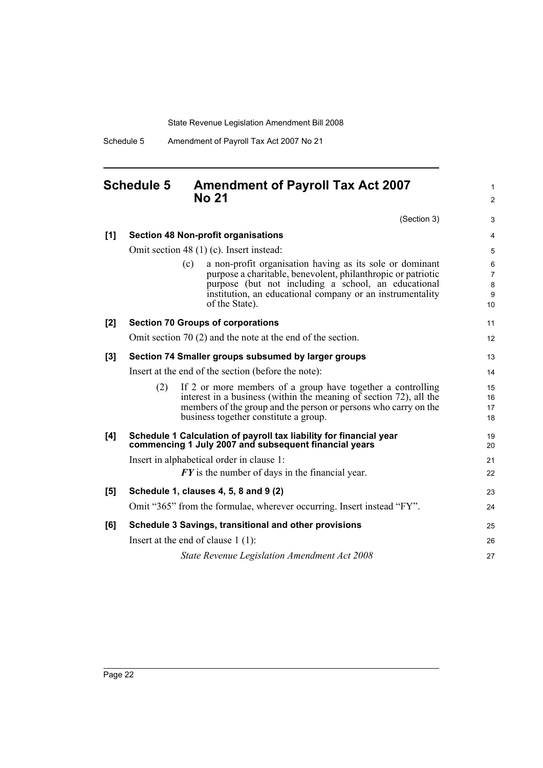## Schedule 5 Amendment of Payroll Tax Act 2007 No 21

(Section 3)

**[1] Section 48 Non-profit organisations**

Omit section 48 (1) (c). Insert instead:

> (c) a non-profit organisation having as its sole or dominant purpose a charitable, benevolent, philanthropic or patriotic purpose (but not including a school, an educational institution, an educational company or an instrumentality of the State).

**[2] Section 70 Groups of corporations**

Omit section 70 (2) and the note at the end of the section.

**[3] Section 74 Smaller groups subsumed by larger groups**

Insert at the end of the section (before the note):

> (2) If 2 or more members of a group have together a controlling interest in a business (within the meaning of section 72), all the members of the group and the person or persons who carry on the business together constitute a group.

**[4] Schedule 1 Calculation of payroll tax liability for financial year commencing 1 July 2007 and subsequent financial years**

Insert in alphabetical order in clause 1:

> ***FY*** is the number of days in the financial year.

**[5] Schedule 1, clauses 4, 5, 8 and 9 (2)**

Omit "365" from the formulae, wherever occurring. Insert instead "FY".

**[6] Schedule 3 Savings, transitional and other provisions**

Insert at the end of clause 1 (1):

> *State Revenue Legislation Amendment Act 2008*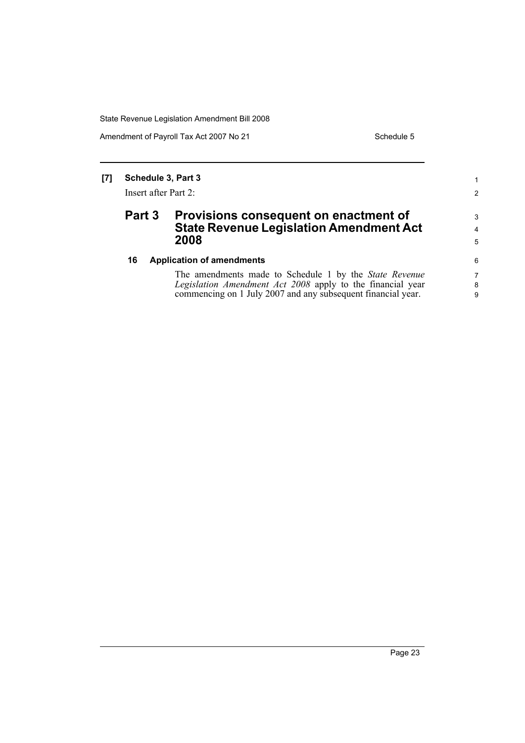**[7] Schedule 3, Part 3**

Insert after Part 2:

## Part 3 Provisions consequent on enactment of State Revenue Legislation Amendment Act 2008

### 16 Application of amendments

The amendments made to Schedule 1 by the *State Revenue Legislation Amendment Act 2008* apply to the financial year commencing on 1 July 2007 and any subsequent financial year.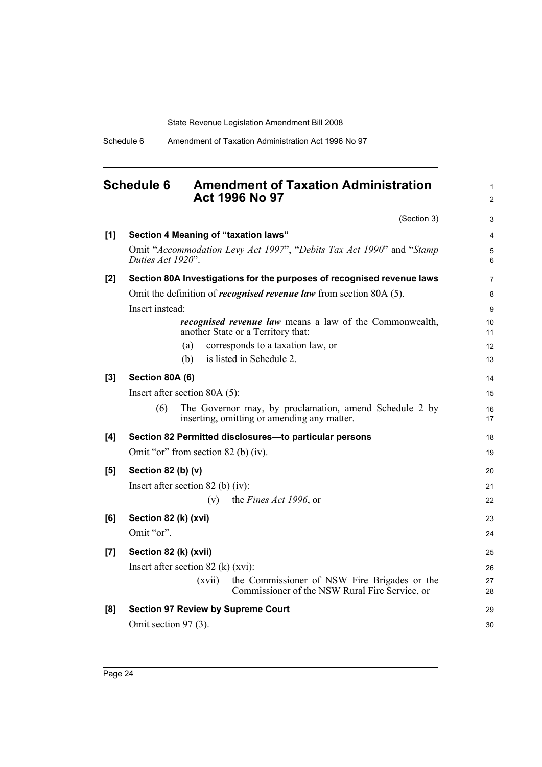# Schedule 6 Amendment of Taxation Administration Act 1996 No 97

(Section 3)

**[1] Section 4 Meaning of "taxation laws"**

Omit "*Accommodation Levy Act 1997*", "*Debits Tax Act 1990*" and "*Stamp Duties Act 1920*".

**[2] Section 80A Investigations for the purposes of recognised revenue laws**

Omit the definition of ***recognised revenue law*** from section 80A (5).

Insert instead:

> ***recognised revenue law*** means a law of the Commonwealth, another State or a Territory that:
>
> (a) corresponds to a taxation law, or
>
> (b) is listed in Schedule 2.

**[3] Section 80A (6)**

Insert after section 80A (5):

> (6) The Governor may, by proclamation, amend Schedule 2 by inserting, omitting or amending any matter.

**[4] Section 82 Permitted disclosures—to particular persons**

Omit "or" from section 82 (b) (iv).

**[5] Section 82 (b) (v)**

Insert after section 82 (b) (iv):

> (v) the *Fines Act 1996*, or

**[6] Section 82 (k) (xvi)**

Omit "or".

**[7] Section 82 (k) (xvii)**

Insert after section 82 (k) (xvi):

> (xvii) the Commissioner of NSW Fire Brigades or the Commissioner of the NSW Rural Fire Service, or

**[8] Section 97 Review by Supreme Court**

Omit section 97 (3).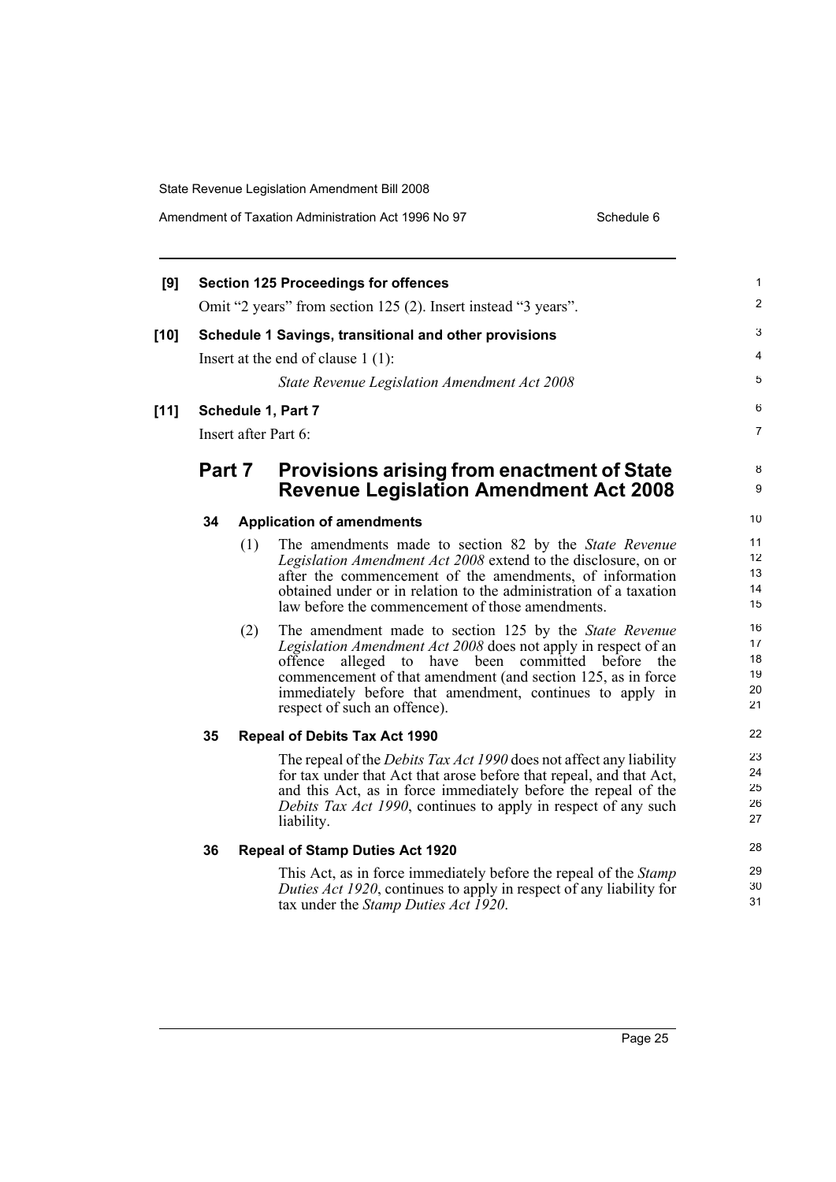**[9] Section 125 Proceedings for offences**

Omit "2 years" from section 125 (2). Insert instead "3 years".

**[10] Schedule 1 Savings, transitional and other provisions**

Insert at the end of clause 1 (1):

*State Revenue Legislation Amendment Act 2008*

**[11] Schedule 1, Part 7**

Insert after Part 6:

## Part 7 Provisions arising from enactment of State Revenue Legislation Amendment Act 2008

### 34 Application of amendments

(1) The amendments made to section 82 by the *State Revenue Legislation Amendment Act 2008* extend to the disclosure, on or after the commencement of the amendments, of information obtained under or in relation to the administration of a taxation law before the commencement of those amendments.

(2) The amendment made to section 125 by the *State Revenue Legislation Amendment Act 2008* does not apply in respect of an offence alleged to have been committed before the commencement of that amendment (and section 125, as in force immediately before that amendment, continues to apply in respect of such an offence).

### 35 Repeal of Debits Tax Act 1990

The repeal of the *Debits Tax Act 1990* does not affect any liability for tax under that Act that arose before that repeal, and that Act, and this Act, as in force immediately before the repeal of the *Debits Tax Act 1990*, continues to apply in respect of any such liability.

### 36 Repeal of Stamp Duties Act 1920

This Act, as in force immediately before the repeal of the *Stamp Duties Act 1920*, continues to apply in respect of any liability for tax under the *Stamp Duties Act 1920*.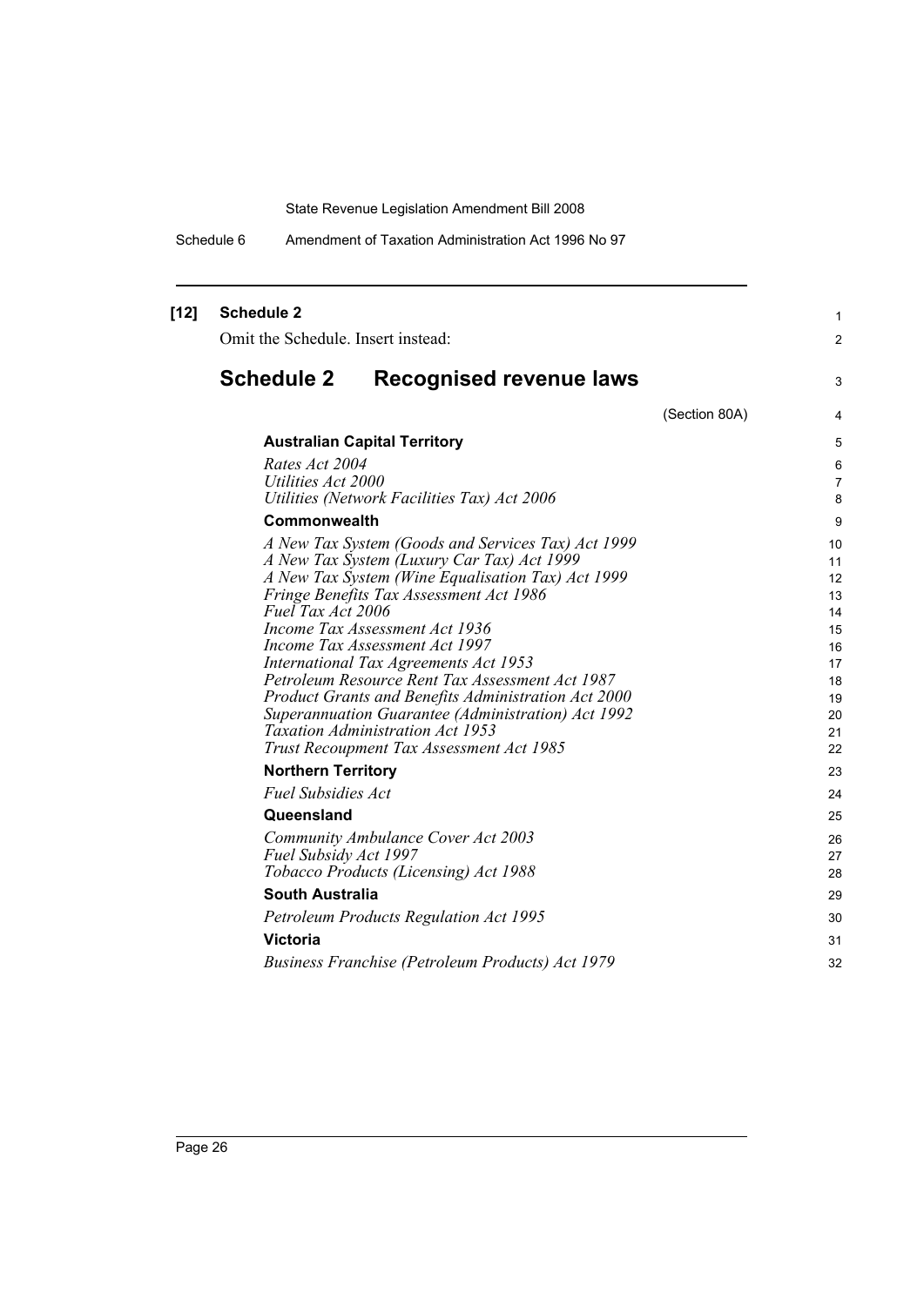**[12] Schedule 2**

Omit the Schedule. Insert instead:

# Schedule 2 Recognised revenue laws

(Section 80A)

**Australian Capital Territory**

*Rates Act 2004*
*Utilities Act 2000*
*Utilities (Network Facilities Tax) Act 2006*

**Commonwealth**

*A New Tax System (Goods and Services Tax) Act 1999*
*A New Tax System (Luxury Car Tax) Act 1999*
*A New Tax System (Wine Equalisation Tax) Act 1999*
*Fringe Benefits Tax Assessment Act 1986*
*Fuel Tax Act 2006*
*Income Tax Assessment Act 1936*
*Income Tax Assessment Act 1997*
*International Tax Agreements Act 1953*
*Petroleum Resource Rent Tax Assessment Act 1987*
*Product Grants and Benefits Administration Act 2000*
*Superannuation Guarantee (Administration) Act 1992*
*Taxation Administration Act 1953*
*Trust Recoupment Tax Assessment Act 1985*

**Northern Territory**

*Fuel Subsidies Act*

**Queensland**

*Community Ambulance Cover Act 2003*
*Fuel Subsidy Act 1997*
*Tobacco Products (Licensing) Act 1988*

**South Australia**

*Petroleum Products Regulation Act 1995*

**Victoria**

*Business Franchise (Petroleum Products) Act 1979*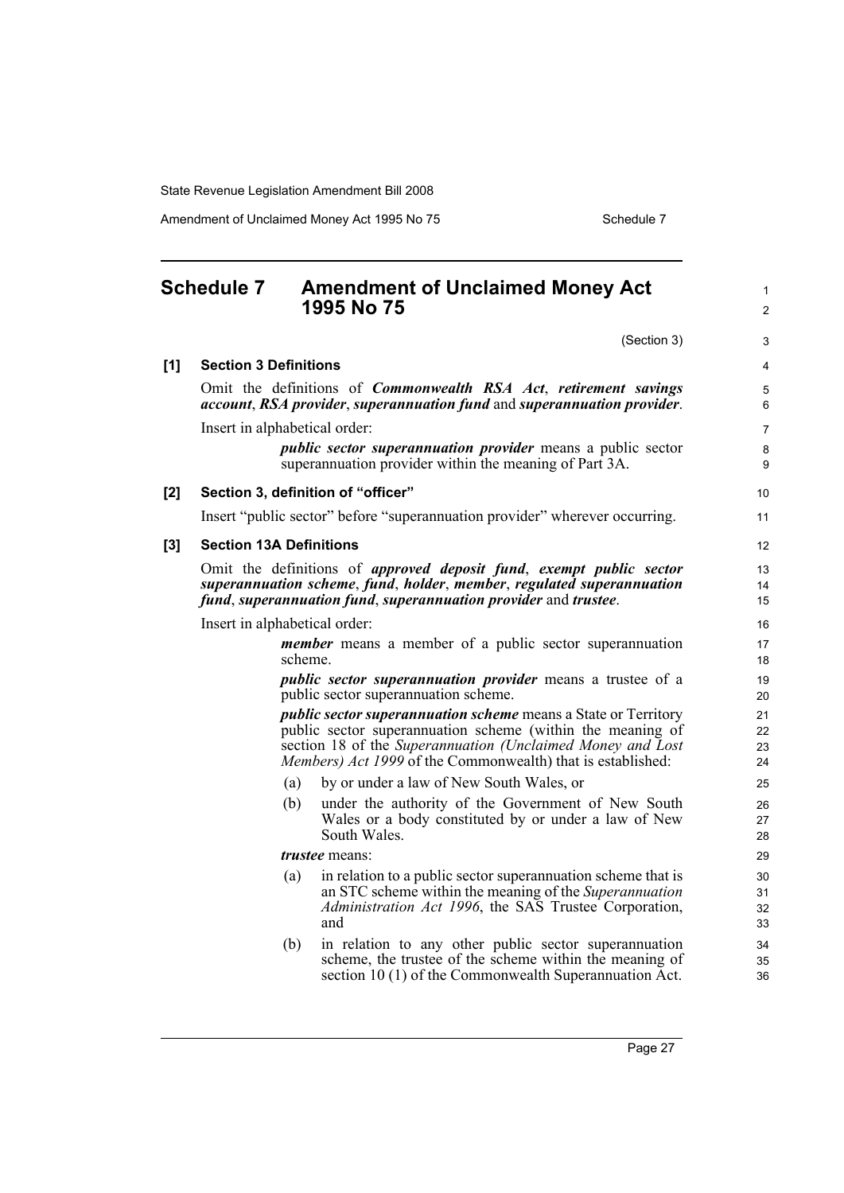## Schedule 7 Amendment of Unclaimed Money Act 1995 No 75

(Section 3)

**[1] Section 3 Definitions**

Omit the definitions of ***Commonwealth RSA Act***, ***retirement savings account***, ***RSA provider***, ***superannuation fund*** and ***superannuation provider***.

Insert in alphabetical order:

> ***public sector superannuation provider*** means a public sector superannuation provider within the meaning of Part 3A.

**[2] Section 3, definition of "officer"**

Insert "public sector" before "superannuation provider" wherever occurring.

**[3] Section 13A Definitions**

Omit the definitions of ***approved deposit fund***, ***exempt public sector superannuation scheme***, ***fund***, ***holder***, ***member***, ***regulated superannuation fund***, ***superannuation fund***, ***superannuation provider*** and ***trustee***.

Insert in alphabetical order:

> ***member*** means a member of a public sector superannuation scheme.
>
> ***public sector superannuation provider*** means a trustee of a public sector superannuation scheme.
>
> ***public sector superannuation scheme*** means a State or Territory public sector superannuation scheme (within the meaning of section 18 of the *Superannuation (Unclaimed Money and Lost Members) Act 1999* of the Commonwealth) that is established:
>
> (a) by or under a law of New South Wales, or
>
> (b) under the authority of the Government of New South Wales or a body constituted by or under a law of New South Wales.
>
> ***trustee*** means:
>
> (a) in relation to a public sector superannuation scheme that is an STC scheme within the meaning of the *Superannuation Administration Act 1996*, the SAS Trustee Corporation, and
>
> (b) in relation to any other public sector superannuation scheme, the trustee of the scheme within the meaning of section 10 (1) of the Commonwealth Superannuation Act.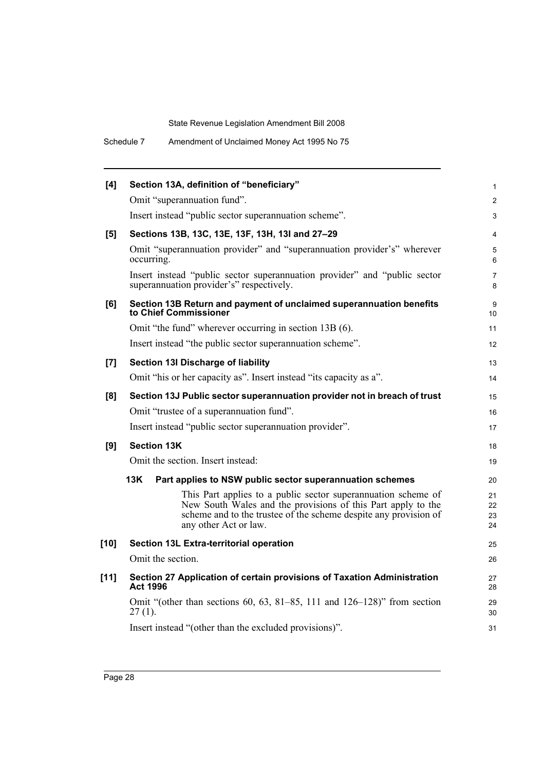**[4] Section 13A, definition of "beneficiary"**

Omit "superannuation fund".

Insert instead "public sector superannuation scheme".

**[5] Sections 13B, 13C, 13E, 13F, 13H, 13I and 27–29**

Omit "superannuation provider" and "superannuation provider's" wherever occurring.

Insert instead "public sector superannuation provider" and "public sector superannuation provider's" respectively.

**[6] Section 13B Return and payment of unclaimed superannuation benefits to Chief Commissioner**

Omit "the fund" wherever occurring in section 13B (6).

Insert instead "the public sector superannuation scheme".

**[7] Section 13I Discharge of liability**

Omit "his or her capacity as". Insert instead "its capacity as a".

**[8] Section 13J Public sector superannuation provider not in breach of trust**

Omit "trustee of a superannuation fund".

Insert instead "public sector superannuation provider".

**[9] Section 13K**

Omit the section. Insert instead:

**13K Part applies to NSW public sector superannuation schemes**

This Part applies to a public sector superannuation scheme of New South Wales and the provisions of this Part apply to the scheme and to the trustee of the scheme despite any provision of any other Act or law.

**[10] Section 13L Extra-territorial operation**

Omit the section.

**[11] Section 27 Application of certain provisions of Taxation Administration Act 1996**

Omit "(other than sections 60, 63, 81–85, 111 and 126–128)" from section 27 (1).

Insert instead "(other than the excluded provisions)".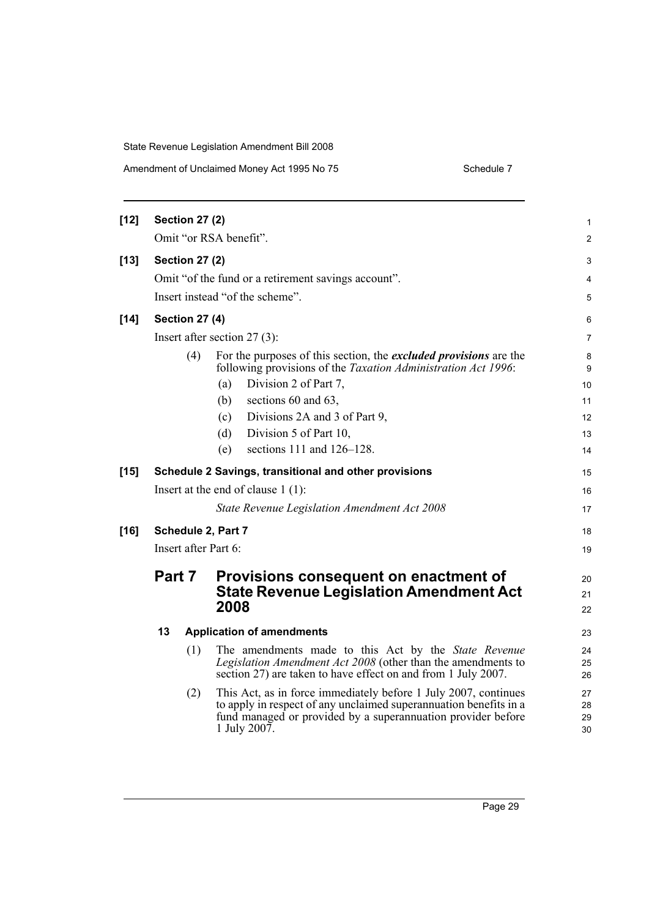**[12] Section 27 (2)**

Omit "or RSA benefit".

**[13] Section 27 (2)**

Omit "of the fund or a retirement savings account".

Insert instead "of the scheme".

**[14] Section 27 (4)**

Insert after section 27 (3):

(4) For the purposes of this section, the ***excluded provisions*** are the following provisions of the *Taxation Administration Act 1996*:

(a) Division 2 of Part 7,

(b) sections 60 and 63,

(c) Divisions 2A and 3 of Part 9,

(d) Division 5 of Part 10,

(e) sections 111 and 126–128.

**[15] Schedule 2 Savings, transitional and other provisions**

Insert at the end of clause 1 (1):

*State Revenue Legislation Amendment Act 2008*

**[16] Schedule 2, Part 7**

Insert after Part 6:

## Part 7 Provisions consequent on enactment of State Revenue Legislation Amendment Act 2008

### 13 Application of amendments

(1) The amendments made to this Act by the *State Revenue Legislation Amendment Act 2008* (other than the amendments to section 27) are taken to have effect on and from 1 July 2007.

(2) This Act, as in force immediately before 1 July 2007, continues to apply in respect of any unclaimed superannuation benefits in a fund managed or provided by a superannuation provider before 1 July 2007.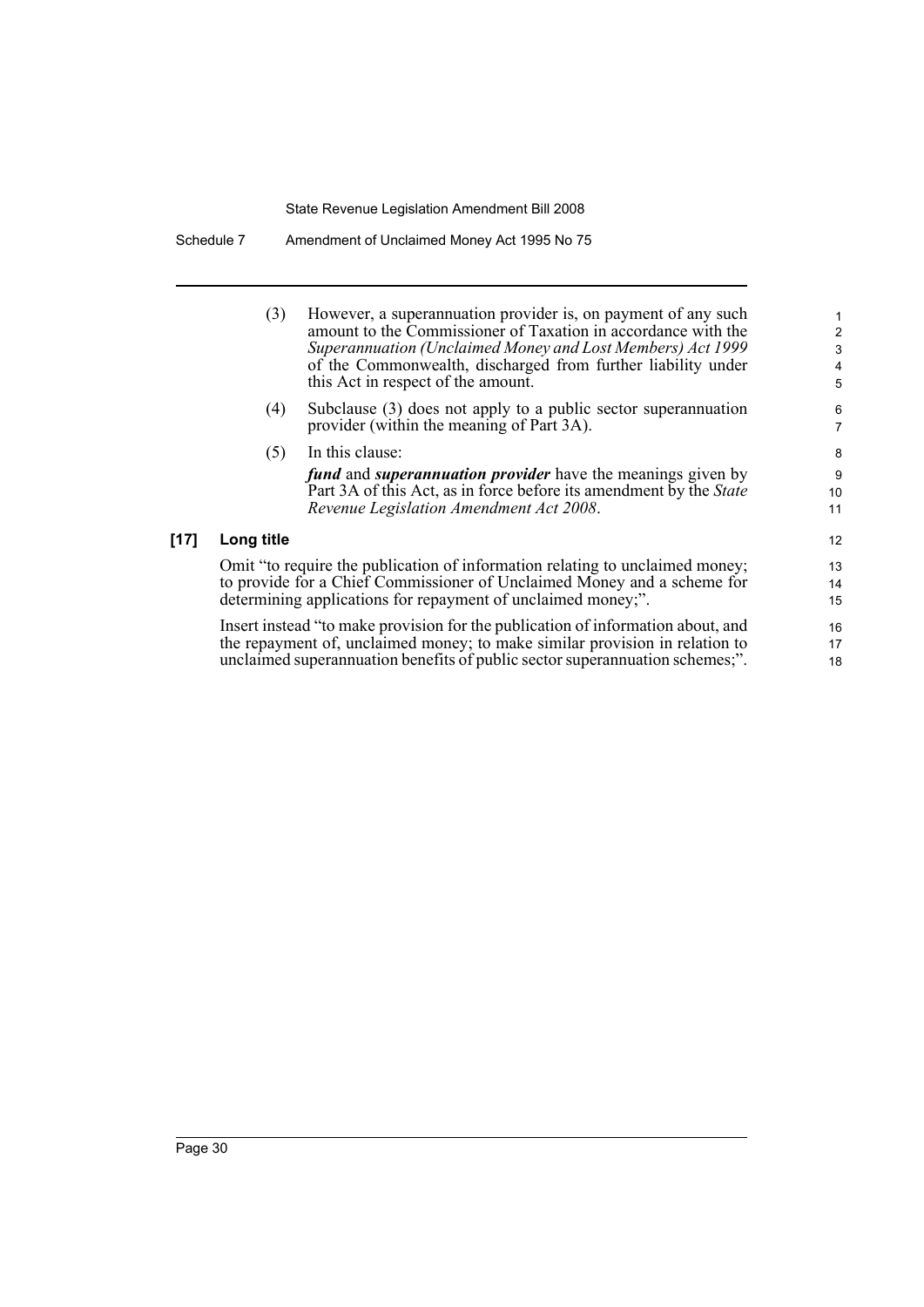(3) However, a superannuation provider is, on payment of any such amount to the Commissioner of Taxation in accordance with the *Superannuation (Unclaimed Money and Lost Members) Act 1999* of the Commonwealth, discharged from further liability under this Act in respect of the amount.

(4) Subclause (3) does not apply to a public sector superannuation provider (within the meaning of Part 3A).

(5) In this clause:

***fund*** and ***superannuation provider*** have the meanings given by Part 3A of this Act, as in force before its amendment by the *State Revenue Legislation Amendment Act 2008*.

### [17] Long title

Omit "to require the publication of information relating to unclaimed money; to provide for a Chief Commissioner of Unclaimed Money and a scheme for determining applications for repayment of unclaimed money;".

Insert instead "to make provision for the publication of information about, and the repayment of, unclaimed money; to make similar provision in relation to unclaimed superannuation benefits of public sector superannuation schemes;".